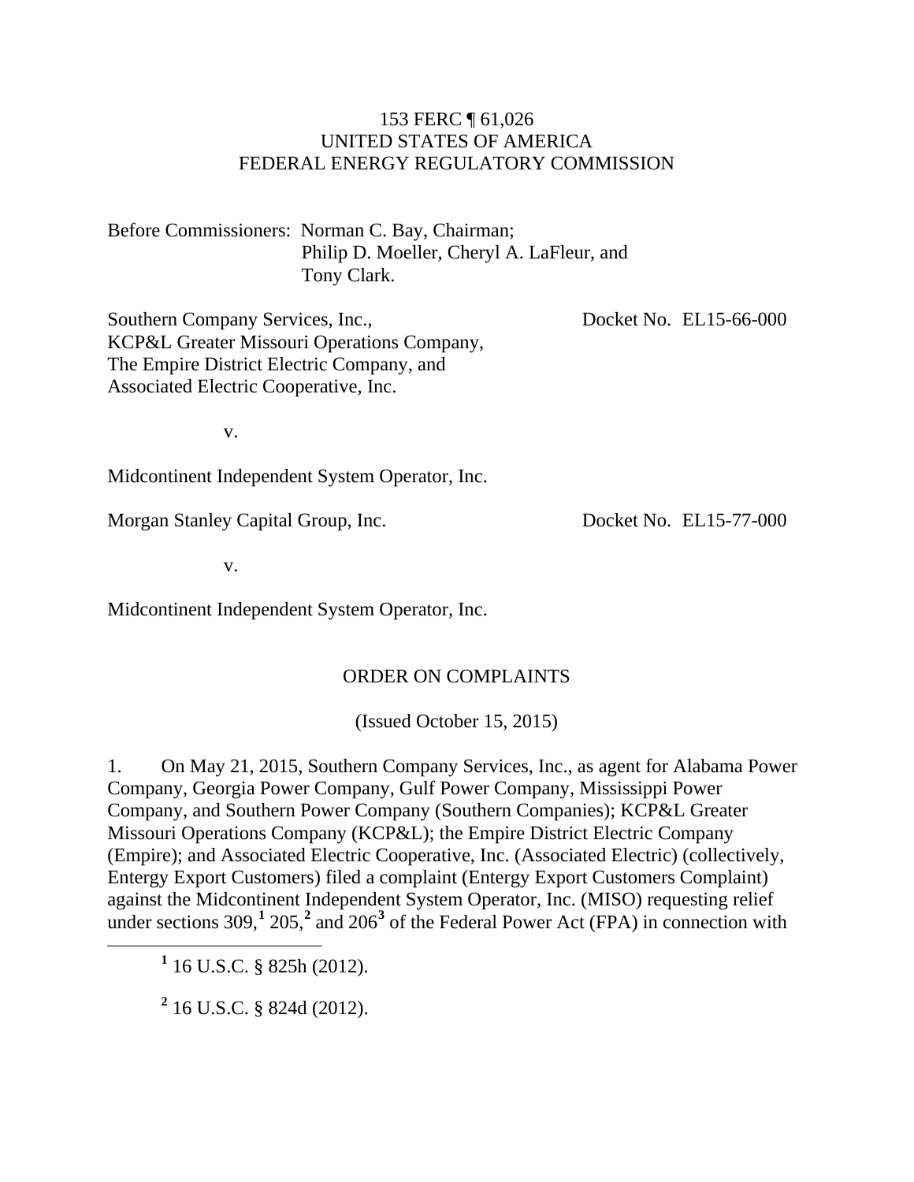153 FERC ¶ 61,026
UNITED STATES OF AMERICA
FEDERAL ENERGY REGULATORY COMMISSION

Before Commissioners: Norman C. Bay, Chairman;
Philip D. Moeller, Cheryl A. LaFleur, and
Tony Clark.

Southern Company Services, Inc.,
KCP&L Greater Missouri Operations Company,
The Empire District Electric Company, and
Associated Electric Cooperative, Inc.

Docket No. EL15-66-000

v.

Midcontinent Independent System Operator, Inc.

Morgan Stanley Capital Group, Inc.

Docket No. EL15-77-000

v.

Midcontinent Independent System Operator, Inc.

ORDER ON COMPLAINTS

(Issued October 15, 2015)

1. On May 21, 2015, Southern Company Services, Inc., as agent for Alabama Power Company, Georgia Power Company, Gulf Power Company, Mississippi Power Company, and Southern Power Company (Southern Companies); KCP&L Greater Missouri Operations Company (KCP&L); the Empire District Electric Company (Empire); and Associated Electric Cooperative, Inc. (Associated Electric) (collectively, Entergy Export Customers) filed a complaint (Entergy Export Customers Complaint) against the Midcontinent Independent System Operator, Inc. (MISO) requesting relief under sections 309,[1] 205,[2] and 206[3] of the Federal Power Act (FPA) in connection with

[1] 16 U.S.C. § 825h (2012).

[2] 16 U.S.C. § 824d (2012).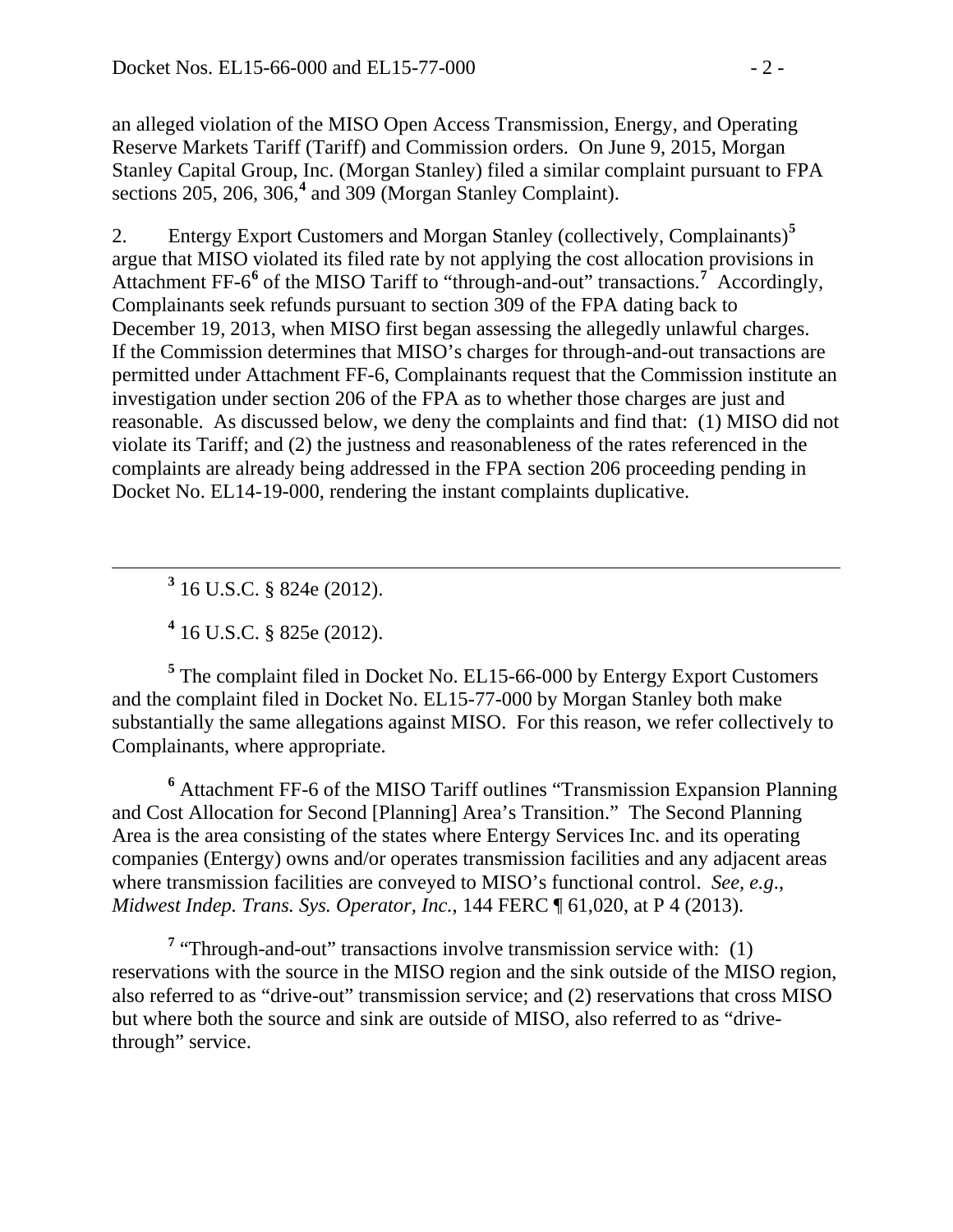an alleged violation of the MISO Open Access Transmission, Energy, and Operating Reserve Markets Tariff (Tariff) and Commission orders. On June 9, 2015, Morgan Stanley Capital Group, Inc. (Morgan Stanley) filed a similar complaint pursuant to FPA sections 205, 206, 306,[4] and 309 (Morgan Stanley Complaint).

2. Entergy Export Customers and Morgan Stanley (collectively, Complainants)[5] argue that MISO violated its filed rate by not applying the cost allocation provisions in Attachment FF-6[6] of the MISO Tariff to "through-and-out" transactions.[7] Accordingly, Complainants seek refunds pursuant to section 309 of the FPA dating back to December 19, 2013, when MISO first began assessing the allegedly unlawful charges. If the Commission determines that MISO's charges for through-and-out transactions are permitted under Attachment FF-6, Complainants request that the Commission institute an investigation under section 206 of the FPA as to whether those charges are just and reasonable. As discussed below, we deny the complaints and find that: (1) MISO did not violate its Tariff; and (2) the justness and reasonableness of the rates referenced in the complaints are already being addressed in the FPA section 206 proceeding pending in Docket No. EL14-19-000, rendering the instant complaints duplicative.

---

[3] 16 U.S.C. § 824e (2012).

[4] 16 U.S.C. § 825e (2012).

[5] The complaint filed in Docket No. EL15-66-000 by Entergy Export Customers and the complaint filed in Docket No. EL15-77-000 by Morgan Stanley both make substantially the same allegations against MISO. For this reason, we refer collectively to Complainants, where appropriate.

[6] Attachment FF-6 of the MISO Tariff outlines "Transmission Expansion Planning and Cost Allocation for Second [Planning] Area's Transition." The Second Planning Area is the area consisting of the states where Entergy Services Inc. and its operating companies (Entergy) owns and/or operates transmission facilities and any adjacent areas where transmission facilities are conveyed to MISO's functional control. *See, e.g.*, *Midwest Indep. Trans. Sys. Operator, Inc.*, 144 FERC ¶ 61,020, at P 4 (2013).

[7] "Through-and-out" transactions involve transmission service with: (1) reservations with the source in the MISO region and the sink outside of the MISO region, also referred to as "drive-out" transmission service; and (2) reservations that cross MISO but where both the source and sink are outside of MISO, also referred to as "drive-through" service.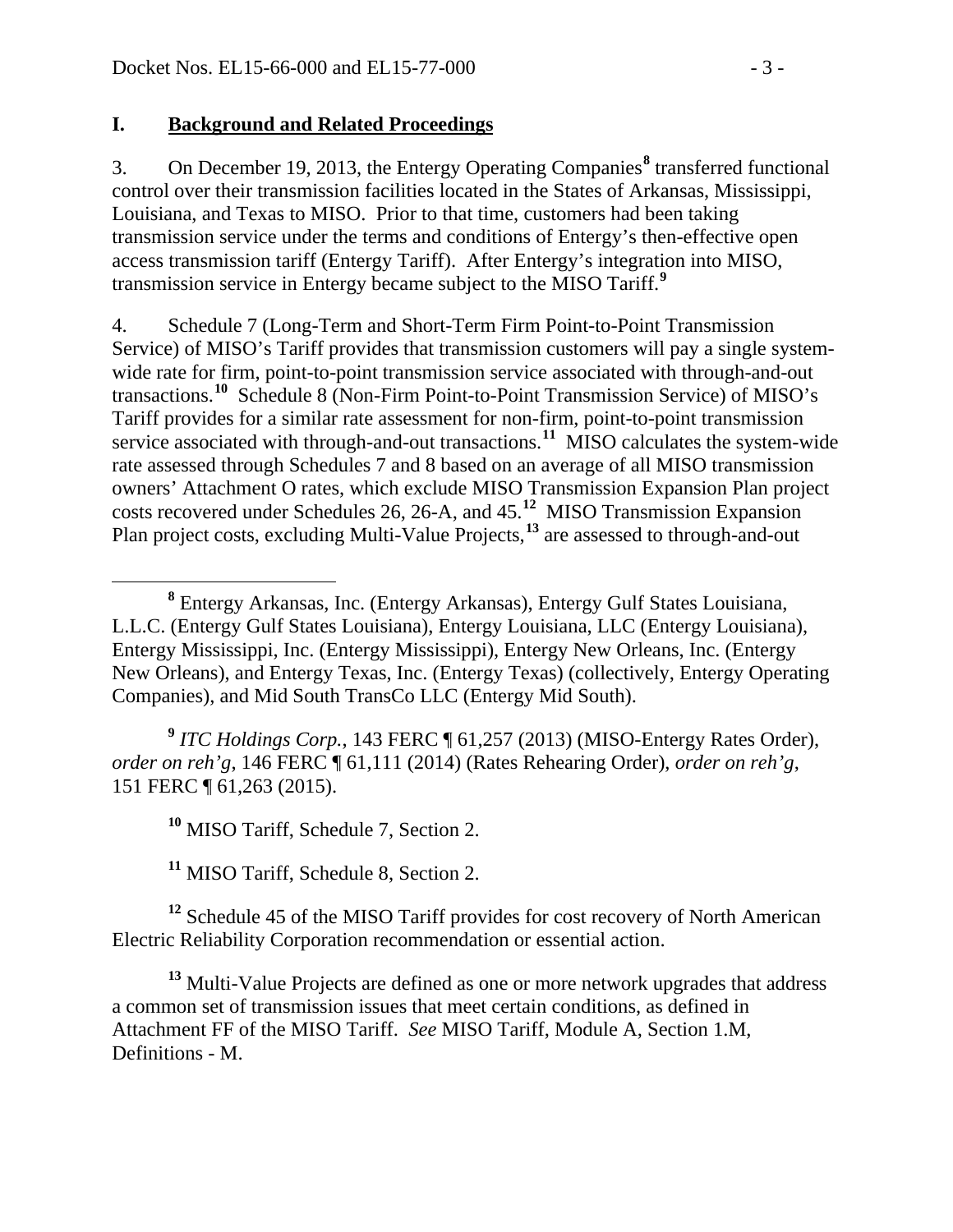## I. Background and Related Proceedings

3. On December 19, 2013, the Entergy Operating Companies[8] transferred functional control over their transmission facilities located in the States of Arkansas, Mississippi, Louisiana, and Texas to MISO. Prior to that time, customers had been taking transmission service under the terms and conditions of Entergy's then-effective open access transmission tariff (Entergy Tariff). After Entergy's integration into MISO, transmission service in Entergy became subject to the MISO Tariff.[9]

4. Schedule 7 (Long-Term and Short-Term Firm Point-to-Point Transmission Service) of MISO's Tariff provides that transmission customers will pay a single system-wide rate for firm, point-to-point transmission service associated with through-and-out transactions.[10] Schedule 8 (Non-Firm Point-to-Point Transmission Service) of MISO's Tariff provides for a similar rate assessment for non-firm, point-to-point transmission service associated with through-and-out transactions.[11] MISO calculates the system-wide rate assessed through Schedules 7 and 8 based on an average of all MISO transmission owners' Attachment O rates, which exclude MISO Transmission Expansion Plan project costs recovered under Schedules 26, 26-A, and 45.[12] MISO Transmission Expansion Plan project costs, excluding Multi-Value Projects,[13] are assessed to through-and-out

---

[8] Entergy Arkansas, Inc. (Entergy Arkansas), Entergy Gulf States Louisiana, L.L.C. (Entergy Gulf States Louisiana), Entergy Louisiana, LLC (Entergy Louisiana), Entergy Mississippi, Inc. (Entergy Mississippi), Entergy New Orleans, Inc. (Entergy New Orleans), and Entergy Texas, Inc. (Entergy Texas) (collectively, Entergy Operating Companies), and Mid South TransCo LLC (Entergy Mid South).

[9] *ITC Holdings Corp.*, 143 FERC ¶ 61,257 (2013) (MISO-Entergy Rates Order), *order on reh'g*, 146 FERC ¶ 61,111 (2014) (Rates Rehearing Order), *order on reh'g*, 151 FERC ¶ 61,263 (2015).

[10] MISO Tariff, Schedule 7, Section 2.

[11] MISO Tariff, Schedule 8, Section 2.

[12] Schedule 45 of the MISO Tariff provides for cost recovery of North American Electric Reliability Corporation recommendation or essential action.

[13] Multi-Value Projects are defined as one or more network upgrades that address a common set of transmission issues that meet certain conditions, as defined in Attachment FF of the MISO Tariff. *See* MISO Tariff, Module A, Section 1.M, Definitions - M.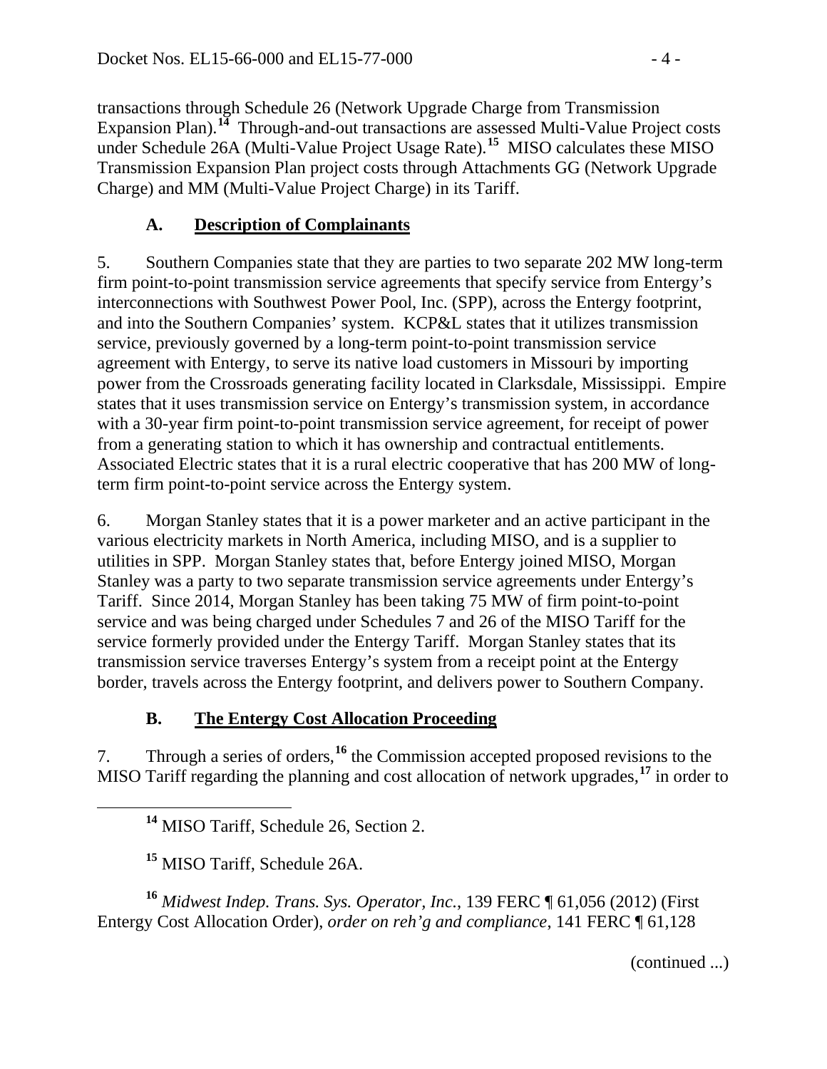transactions through Schedule 26 (Network Upgrade Charge from Transmission Expansion Plan).[14] Through-and-out transactions are assessed Multi-Value Project costs under Schedule 26A (Multi-Value Project Usage Rate).[15] MISO calculates these MISO Transmission Expansion Plan project costs through Attachments GG (Network Upgrade Charge) and MM (Multi-Value Project Charge) in its Tariff.

### A. Description of Complainants

5. Southern Companies state that they are parties to two separate 202 MW long-term firm point-to-point transmission service agreements that specify service from Entergy's interconnections with Southwest Power Pool, Inc. (SPP), across the Entergy footprint, and into the Southern Companies' system. KCP&L states that it utilizes transmission service, previously governed by a long-term point-to-point transmission service agreement with Entergy, to serve its native load customers in Missouri by importing power from the Crossroads generating facility located in Clarksdale, Mississippi. Empire states that it uses transmission service on Entergy's transmission system, in accordance with a 30-year firm point-to-point transmission service agreement, for receipt of power from a generating station to which it has ownership and contractual entitlements. Associated Electric states that it is a rural electric cooperative that has 200 MW of long-term firm point-to-point service across the Entergy system.

6. Morgan Stanley states that it is a power marketer and an active participant in the various electricity markets in North America, including MISO, and is a supplier to utilities in SPP. Morgan Stanley states that, before Entergy joined MISO, Morgan Stanley was a party to two separate transmission service agreements under Entergy's Tariff. Since 2014, Morgan Stanley has been taking 75 MW of firm point-to-point service and was being charged under Schedules 7 and 26 of the MISO Tariff for the service formerly provided under the Entergy Tariff. Morgan Stanley states that its transmission service traverses Entergy's system from a receipt point at the Entergy border, travels across the Entergy footprint, and delivers power to Southern Company.

### B. The Entergy Cost Allocation Proceeding

7. Through a series of orders,[16] the Commission accepted proposed revisions to the MISO Tariff regarding the planning and cost allocation of network upgrades,[17] in order to

[14] MISO Tariff, Schedule 26, Section 2.

[15] MISO Tariff, Schedule 26A.

[16] *Midwest Indep. Trans. Sys. Operator, Inc.*, 139 FERC ¶ 61,056 (2012) (First Entergy Cost Allocation Order), *order on reh'g and compliance*, 141 FERC ¶ 61,128

(continued ...)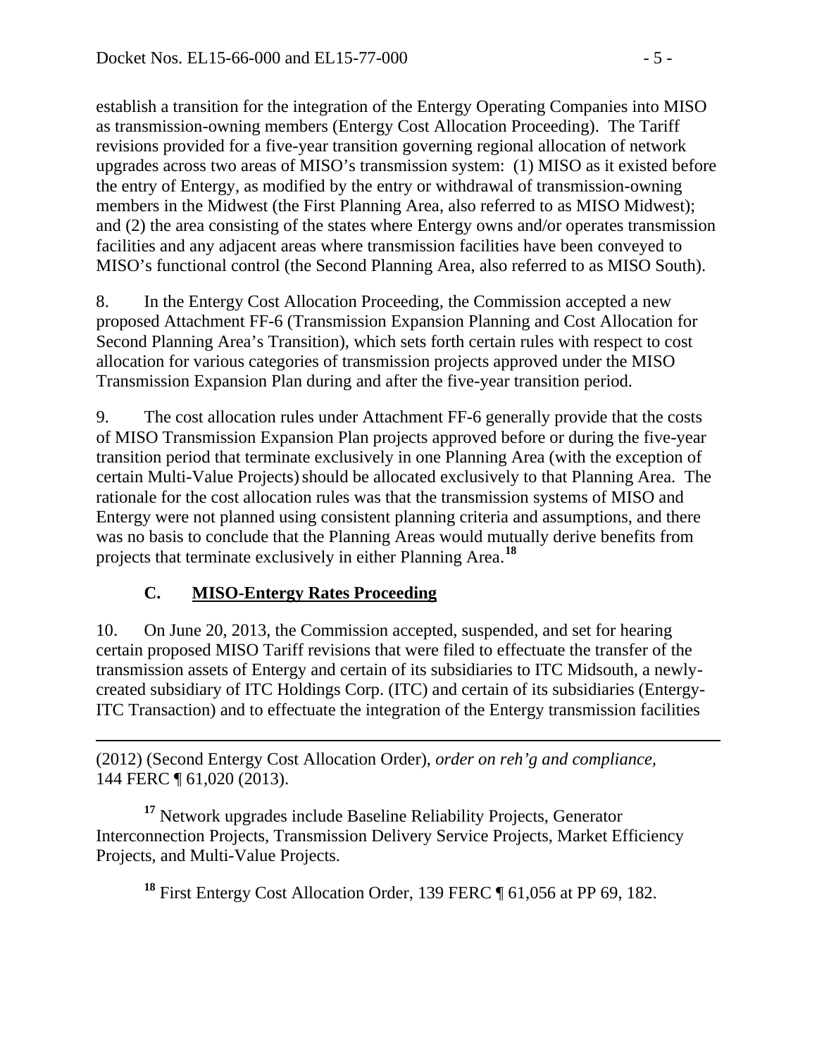establish a transition for the integration of the Entergy Operating Companies into MISO as transmission-owning members (Entergy Cost Allocation Proceeding). The Tariff revisions provided for a five-year transition governing regional allocation of network upgrades across two areas of MISO's transmission system: (1) MISO as it existed before the entry of Entergy, as modified by the entry or withdrawal of transmission-owning members in the Midwest (the First Planning Area, also referred to as MISO Midwest); and (2) the area consisting of the states where Entergy owns and/or operates transmission facilities and any adjacent areas where transmission facilities have been conveyed to MISO's functional control (the Second Planning Area, also referred to as MISO South).

8. In the Entergy Cost Allocation Proceeding, the Commission accepted a new proposed Attachment FF-6 (Transmission Expansion Planning and Cost Allocation for Second Planning Area's Transition), which sets forth certain rules with respect to cost allocation for various categories of transmission projects approved under the MISO Transmission Expansion Plan during and after the five-year transition period.

9. The cost allocation rules under Attachment FF-6 generally provide that the costs of MISO Transmission Expansion Plan projects approved before or during the five-year transition period that terminate exclusively in one Planning Area (with the exception of certain Multi-Value Projects) should be allocated exclusively to that Planning Area. The rationale for the cost allocation rules was that the transmission systems of MISO and Entergy were not planned using consistent planning criteria and assumptions, and there was no basis to conclude that the Planning Areas would mutually derive benefits from projects that terminate exclusively in either Planning Area.[18]

### C. MISO-Entergy Rates Proceeding

10. On June 20, 2013, the Commission accepted, suspended, and set for hearing certain proposed MISO Tariff revisions that were filed to effectuate the transfer of the transmission assets of Entergy and certain of its subsidiaries to ITC Midsouth, a newly-created subsidiary of ITC Holdings Corp. (ITC) and certain of its subsidiaries (Entergy-ITC Transaction) and to effectuate the integration of the Entergy transmission facilities

---

(2012) (Second Entergy Cost Allocation Order), *order on reh'g and compliance,* 144 FERC ¶ 61,020 (2013).

[17] Network upgrades include Baseline Reliability Projects, Generator Interconnection Projects, Transmission Delivery Service Projects, Market Efficiency Projects, and Multi-Value Projects.

[18] First Entergy Cost Allocation Order, 139 FERC ¶ 61,056 at PP 69, 182.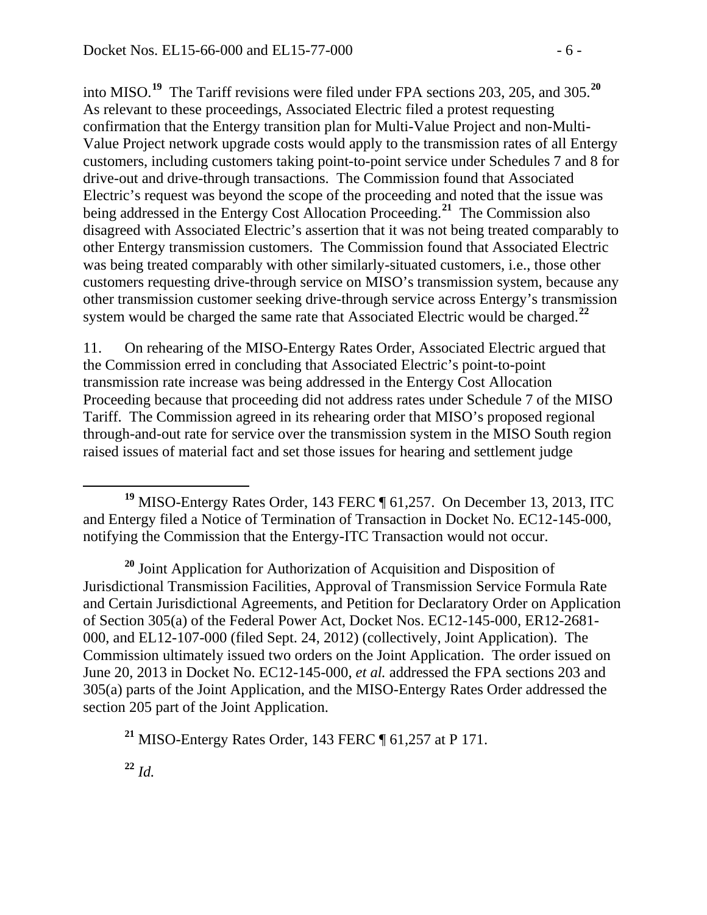into MISO.[19] The Tariff revisions were filed under FPA sections 203, 205, and 305.[20] As relevant to these proceedings, Associated Electric filed a protest requesting confirmation that the Entergy transition plan for Multi-Value Project and non-Multi-Value Project network upgrade costs would apply to the transmission rates of all Entergy customers, including customers taking point-to-point service under Schedules 7 and 8 for drive-out and drive-through transactions. The Commission found that Associated Electric's request was beyond the scope of the proceeding and noted that the issue was being addressed in the Entergy Cost Allocation Proceeding.[21] The Commission also disagreed with Associated Electric's assertion that it was not being treated comparably to other Entergy transmission customers. The Commission found that Associated Electric was being treated comparably with other similarly-situated customers, i.e., those other customers requesting drive-through service on MISO's transmission system, because any other transmission customer seeking drive-through service across Entergy's transmission system would be charged the same rate that Associated Electric would be charged.[22]

11. On rehearing of the MISO-Entergy Rates Order, Associated Electric argued that the Commission erred in concluding that Associated Electric's point-to-point transmission rate increase was being addressed in the Entergy Cost Allocation Proceeding because that proceeding did not address rates under Schedule 7 of the MISO Tariff. The Commission agreed in its rehearing order that MISO's proposed regional through-and-out rate for service over the transmission system in the MISO South region raised issues of material fact and set those issues for hearing and settlement judge

---

[19] MISO-Entergy Rates Order, 143 FERC ¶ 61,257. On December 13, 2013, ITC and Entergy filed a Notice of Termination of Transaction in Docket No. EC12-145-000, notifying the Commission that the Entergy-ITC Transaction would not occur.

[20] Joint Application for Authorization of Acquisition and Disposition of Jurisdictional Transmission Facilities, Approval of Transmission Service Formula Rate and Certain Jurisdictional Agreements, and Petition for Declaratory Order on Application of Section 305(a) of the Federal Power Act, Docket Nos. EC12-145-000, ER12-2681-000, and EL12-107-000 (filed Sept. 24, 2012) (collectively, Joint Application). The Commission ultimately issued two orders on the Joint Application. The order issued on June 20, 2013 in Docket No. EC12-145-000, *et al.* addressed the FPA sections 203 and 305(a) parts of the Joint Application, and the MISO-Entergy Rates Order addressed the section 205 part of the Joint Application.

[21] MISO-Entergy Rates Order, 143 FERC ¶ 61,257 at P 171.

[22] *Id.*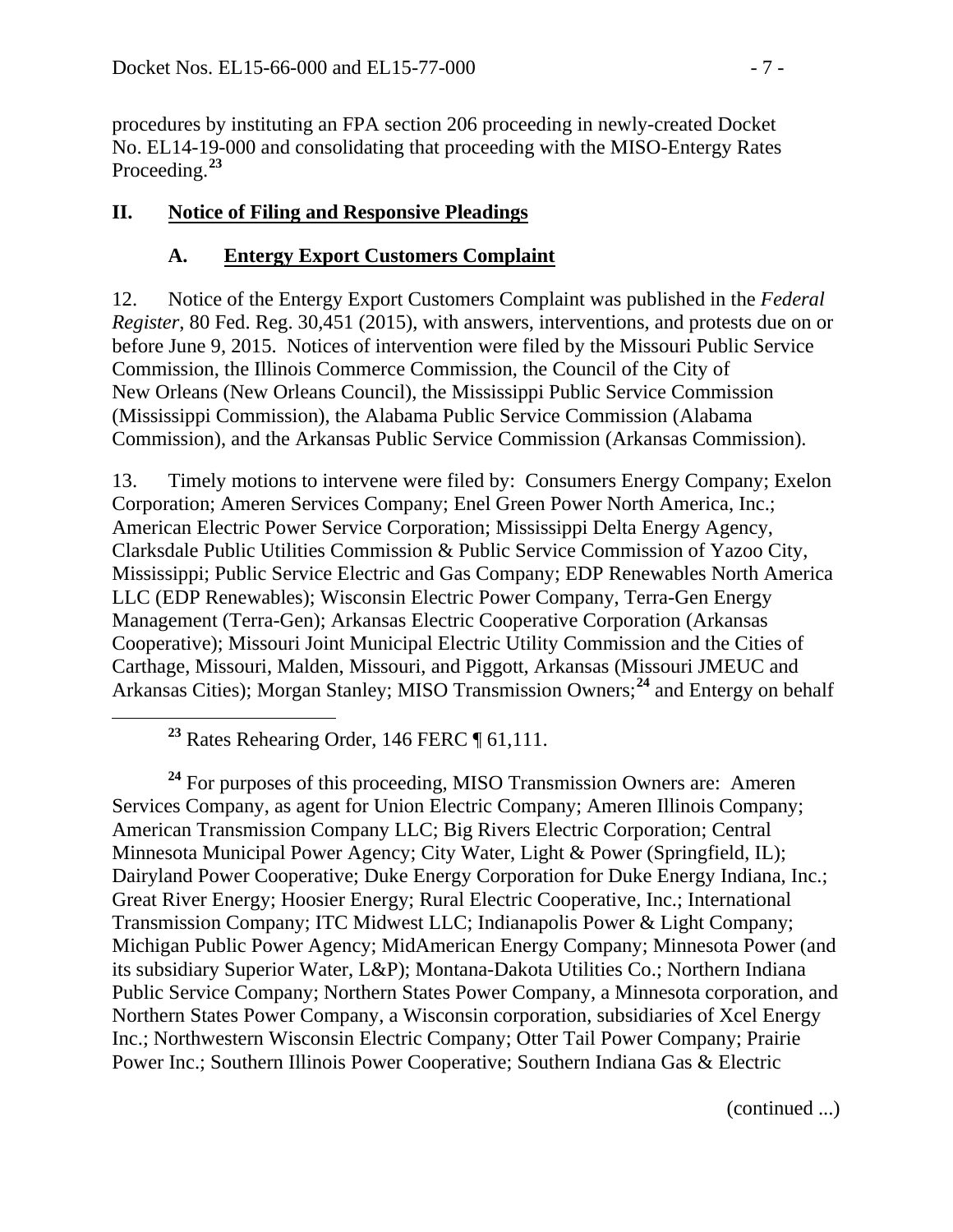procedures by instituting an FPA section 206 proceeding in newly-created Docket No. EL14-19-000 and consolidating that proceeding with the MISO-Entergy Rates Proceeding.[23]

## II. Notice of Filing and Responsive Pleadings

### A. Entergy Export Customers Complaint

12. Notice of the Entergy Export Customers Complaint was published in the *Federal Register*, 80 Fed. Reg. 30,451 (2015), with answers, interventions, and protests due on or before June 9, 2015. Notices of intervention were filed by the Missouri Public Service Commission, the Illinois Commerce Commission, the Council of the City of New Orleans (New Orleans Council), the Mississippi Public Service Commission (Mississippi Commission), the Alabama Public Service Commission (Alabama Commission), and the Arkansas Public Service Commission (Arkansas Commission).

13. Timely motions to intervene were filed by: Consumers Energy Company; Exelon Corporation; Ameren Services Company; Enel Green Power North America, Inc.; American Electric Power Service Corporation; Mississippi Delta Energy Agency, Clarksdale Public Utilities Commission & Public Service Commission of Yazoo City, Mississippi; Public Service Electric and Gas Company; EDP Renewables North America LLC (EDP Renewables); Wisconsin Electric Power Company, Terra-Gen Energy Management (Terra-Gen); Arkansas Electric Cooperative Corporation (Arkansas Cooperative); Missouri Joint Municipal Electric Utility Commission and the Cities of Carthage, Missouri, Malden, Missouri, and Piggott, Arkansas (Missouri JMEUC and Arkansas Cities); Morgan Stanley; MISO Transmission Owners;[24] and Entergy on behalf

---

[23] Rates Rehearing Order, 146 FERC ¶ 61,111.

[24] For purposes of this proceeding, MISO Transmission Owners are: Ameren Services Company, as agent for Union Electric Company; Ameren Illinois Company; American Transmission Company LLC; Big Rivers Electric Corporation; Central Minnesota Municipal Power Agency; City Water, Light & Power (Springfield, IL); Dairyland Power Cooperative; Duke Energy Corporation for Duke Energy Indiana, Inc.; Great River Energy; Hoosier Energy; Rural Electric Cooperative, Inc.; International Transmission Company; ITC Midwest LLC; Indianapolis Power & Light Company; Michigan Public Power Agency; MidAmerican Energy Company; Minnesota Power (and its subsidiary Superior Water, L&P); Montana-Dakota Utilities Co.; Northern Indiana Public Service Company; Northern States Power Company, a Minnesota corporation, and Northern States Power Company, a Wisconsin corporation, subsidiaries of Xcel Energy Inc.; Northwestern Wisconsin Electric Company; Otter Tail Power Company; Prairie Power Inc.; Southern Illinois Power Cooperative; Southern Indiana Gas & Electric

(continued ...)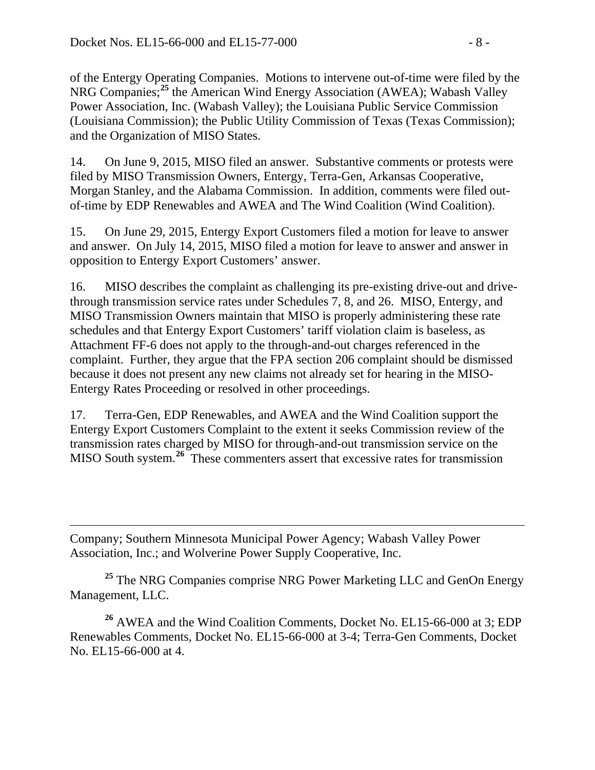of the Entergy Operating Companies. Motions to intervene out-of-time were filed by the NRG Companies;[25] the American Wind Energy Association (AWEA); Wabash Valley Power Association, Inc. (Wabash Valley); the Louisiana Public Service Commission (Louisiana Commission); the Public Utility Commission of Texas (Texas Commission); and the Organization of MISO States.

14. On June 9, 2015, MISO filed an answer. Substantive comments or protests were filed by MISO Transmission Owners, Entergy, Terra-Gen, Arkansas Cooperative, Morgan Stanley, and the Alabama Commission. In addition, comments were filed out-of-time by EDP Renewables and AWEA and The Wind Coalition (Wind Coalition).

15. On June 29, 2015, Entergy Export Customers filed a motion for leave to answer and answer. On July 14, 2015, MISO filed a motion for leave to answer and answer in opposition to Entergy Export Customers' answer.

16. MISO describes the complaint as challenging its pre-existing drive-out and drive-through transmission service rates under Schedules 7, 8, and 26. MISO, Entergy, and MISO Transmission Owners maintain that MISO is properly administering these rate schedules and that Entergy Export Customers' tariff violation claim is baseless, as Attachment FF-6 does not apply to the through-and-out charges referenced in the complaint. Further, they argue that the FPA section 206 complaint should be dismissed because it does not present any new claims not already set for hearing in the MISO-Entergy Rates Proceeding or resolved in other proceedings.

17. Terra-Gen, EDP Renewables, and AWEA and the Wind Coalition support the Entergy Export Customers Complaint to the extent it seeks Commission review of the transmission rates charged by MISO for through-and-out transmission service on the MISO South system.[26] These commenters assert that excessive rates for transmission

---

Company; Southern Minnesota Municipal Power Agency; Wabash Valley Power Association, Inc.; and Wolverine Power Supply Cooperative, Inc.

[25] The NRG Companies comprise NRG Power Marketing LLC and GenOn Energy Management, LLC.

[26] AWEA and the Wind Coalition Comments, Docket No. EL15-66-000 at 3; EDP Renewables Comments, Docket No. EL15-66-000 at 3-4; Terra-Gen Comments, Docket No. EL15-66-000 at 4.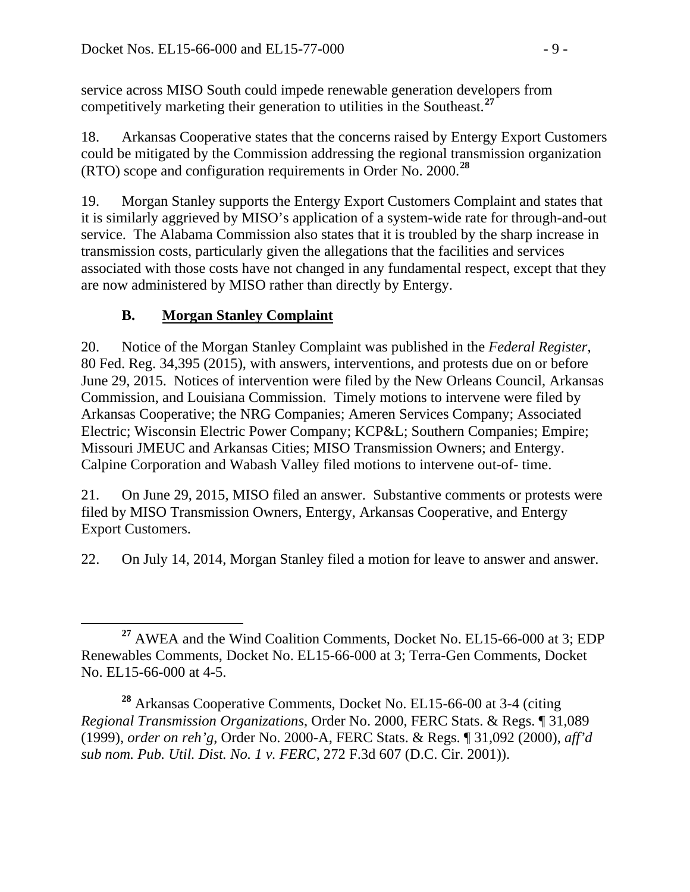service across MISO South could impede renewable generation developers from competitively marketing their generation to utilities in the Southeast.[27]

18. Arkansas Cooperative states that the concerns raised by Entergy Export Customers could be mitigated by the Commission addressing the regional transmission organization (RTO) scope and configuration requirements in Order No. 2000.[28]

19. Morgan Stanley supports the Entergy Export Customers Complaint and states that it is similarly aggrieved by MISO's application of a system-wide rate for through-and-out service. The Alabama Commission also states that it is troubled by the sharp increase in transmission costs, particularly given the allegations that the facilities and services associated with those costs have not changed in any fundamental respect, except that they are now administered by MISO rather than directly by Entergy.

### B. Morgan Stanley Complaint

20. Notice of the Morgan Stanley Complaint was published in the *Federal Register*, 80 Fed. Reg. 34,395 (2015), with answers, interventions, and protests due on or before June 29, 2015. Notices of intervention were filed by the New Orleans Council, Arkansas Commission, and Louisiana Commission. Timely motions to intervene were filed by Arkansas Cooperative; the NRG Companies; Ameren Services Company; Associated Electric; Wisconsin Electric Power Company; KCP&L; Southern Companies; Empire; Missouri JMEUC and Arkansas Cities; MISO Transmission Owners; and Entergy. Calpine Corporation and Wabash Valley filed motions to intervene out-of- time.

21. On June 29, 2015, MISO filed an answer. Substantive comments or protests were filed by MISO Transmission Owners, Entergy, Arkansas Cooperative, and Entergy Export Customers.

22. On July 14, 2014, Morgan Stanley filed a motion for leave to answer and answer.

---

[27] AWEA and the Wind Coalition Comments, Docket No. EL15-66-000 at 3; EDP Renewables Comments, Docket No. EL15-66-000 at 3; Terra-Gen Comments, Docket No. EL15-66-000 at 4-5.

[28] Arkansas Cooperative Comments, Docket No. EL15-66-00 at 3-4 (citing *Regional Transmission Organizations*, Order No. 2000, FERC Stats. & Regs. ¶ 31,089 (1999), *order on reh'g*, Order No. 2000-A, FERC Stats. & Regs. ¶ 31,092 (2000), *aff'd sub nom. Pub. Util. Dist. No. 1 v. FERC*, 272 F.3d 607 (D.C. Cir. 2001)).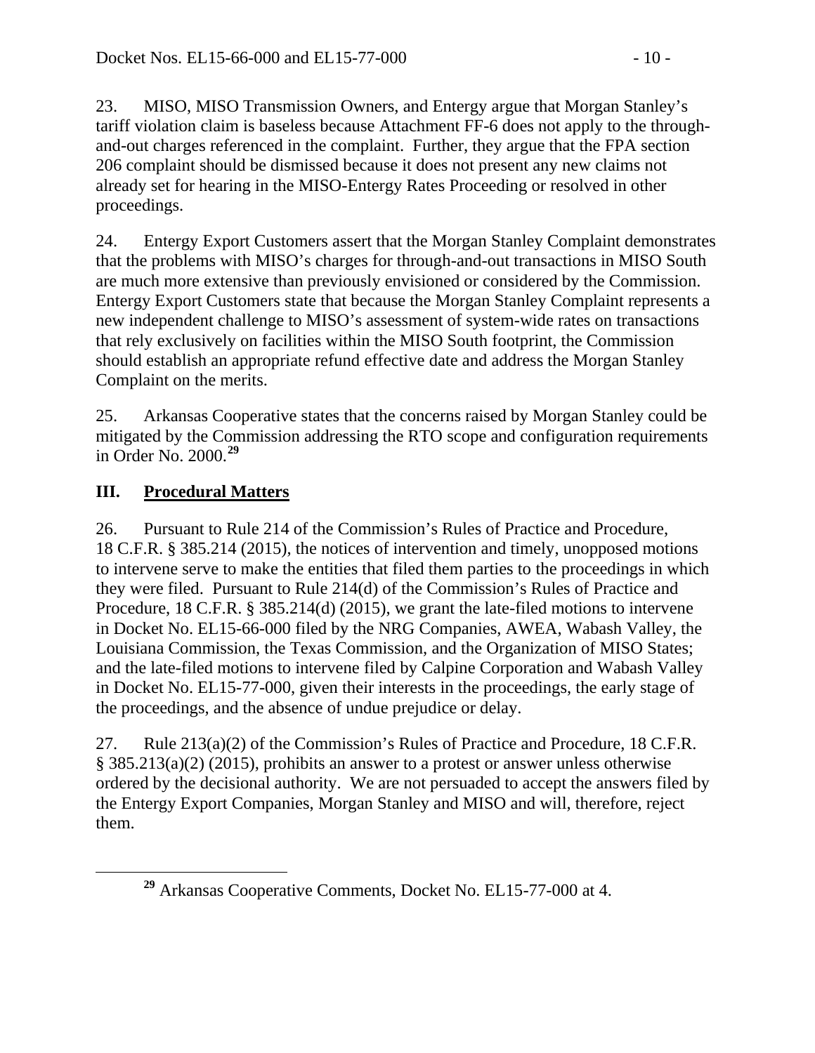23. MISO, MISO Transmission Owners, and Entergy argue that Morgan Stanley's tariff violation claim is baseless because Attachment FF-6 does not apply to the through-and-out charges referenced in the complaint. Further, they argue that the FPA section 206 complaint should be dismissed because it does not present any new claims not already set for hearing in the MISO-Entergy Rates Proceeding or resolved in other proceedings.

24. Entergy Export Customers assert that the Morgan Stanley Complaint demonstrates that the problems with MISO's charges for through-and-out transactions in MISO South are much more extensive than previously envisioned or considered by the Commission. Entergy Export Customers state that because the Morgan Stanley Complaint represents a new independent challenge to MISO's assessment of system-wide rates on transactions that rely exclusively on facilities within the MISO South footprint, the Commission should establish an appropriate refund effective date and address the Morgan Stanley Complaint on the merits.

25. Arkansas Cooperative states that the concerns raised by Morgan Stanley could be mitigated by the Commission addressing the RTO scope and configuration requirements in Order No. 2000.[29]

## III. Procedural Matters

26. Pursuant to Rule 214 of the Commission's Rules of Practice and Procedure, 18 C.F.R. § 385.214 (2015), the notices of intervention and timely, unopposed motions to intervene serve to make the entities that filed them parties to the proceedings in which they were filed. Pursuant to Rule 214(d) of the Commission's Rules of Practice and Procedure, 18 C.F.R. § 385.214(d) (2015), we grant the late-filed motions to intervene in Docket No. EL15-66-000 filed by the NRG Companies, AWEA, Wabash Valley, the Louisiana Commission, the Texas Commission, and the Organization of MISO States; and the late-filed motions to intervene filed by Calpine Corporation and Wabash Valley in Docket No. EL15-77-000, given their interests in the proceedings, the early stage of the proceedings, and the absence of undue prejudice or delay.

27. Rule 213(a)(2) of the Commission's Rules of Practice and Procedure, 18 C.F.R. § 385.213(a)(2) (2015), prohibits an answer to a protest or answer unless otherwise ordered by the decisional authority. We are not persuaded to accept the answers filed by the Entergy Export Companies, Morgan Stanley and MISO and will, therefore, reject them.

[29] Arkansas Cooperative Comments, Docket No. EL15-77-000 at 4.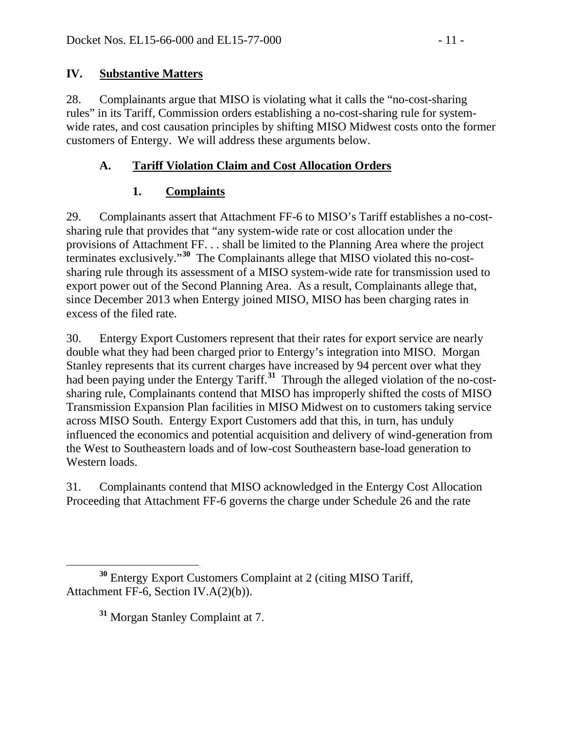## IV. Substantive Matters

28. Complainants argue that MISO is violating what it calls the "no-cost-sharing rules" in its Tariff, Commission orders establishing a no-cost-sharing rule for system-wide rates, and cost causation principles by shifting MISO Midwest costs onto the former customers of Entergy. We will address these arguments below.

### A. Tariff Violation Claim and Cost Allocation Orders

#### 1. Complaints

29. Complainants assert that Attachment FF-6 to MISO's Tariff establishes a no-cost-sharing rule that provides that "any system-wide rate or cost allocation under the provisions of Attachment FF. . . shall be limited to the Planning Area where the project terminates exclusively."[30] The Complainants allege that MISO violated this no-cost-sharing rule through its assessment of a MISO system-wide rate for transmission used to export power out of the Second Planning Area. As a result, Complainants allege that, since December 2013 when Entergy joined MISO, MISO has been charging rates in excess of the filed rate.

30. Entergy Export Customers represent that their rates for export service are nearly double what they had been charged prior to Entergy's integration into MISO. Morgan Stanley represents that its current charges have increased by 94 percent over what they had been paying under the Entergy Tariff.[31] Through the alleged violation of the no-cost-sharing rule, Complainants contend that MISO has improperly shifted the costs of MISO Transmission Expansion Plan facilities in MISO Midwest on to customers taking service across MISO South. Entergy Export Customers add that this, in turn, has unduly influenced the economics and potential acquisition and delivery of wind-generation from the West to Southeastern loads and of low-cost Southeastern base-load generation to Western loads.

31. Complainants contend that MISO acknowledged in the Entergy Cost Allocation Proceeding that Attachment FF-6 governs the charge under Schedule 26 and the rate

---

[30] Entergy Export Customers Complaint at 2 (citing MISO Tariff, Attachment FF-6, Section IV.A(2)(b)).

[31] Morgan Stanley Complaint at 7.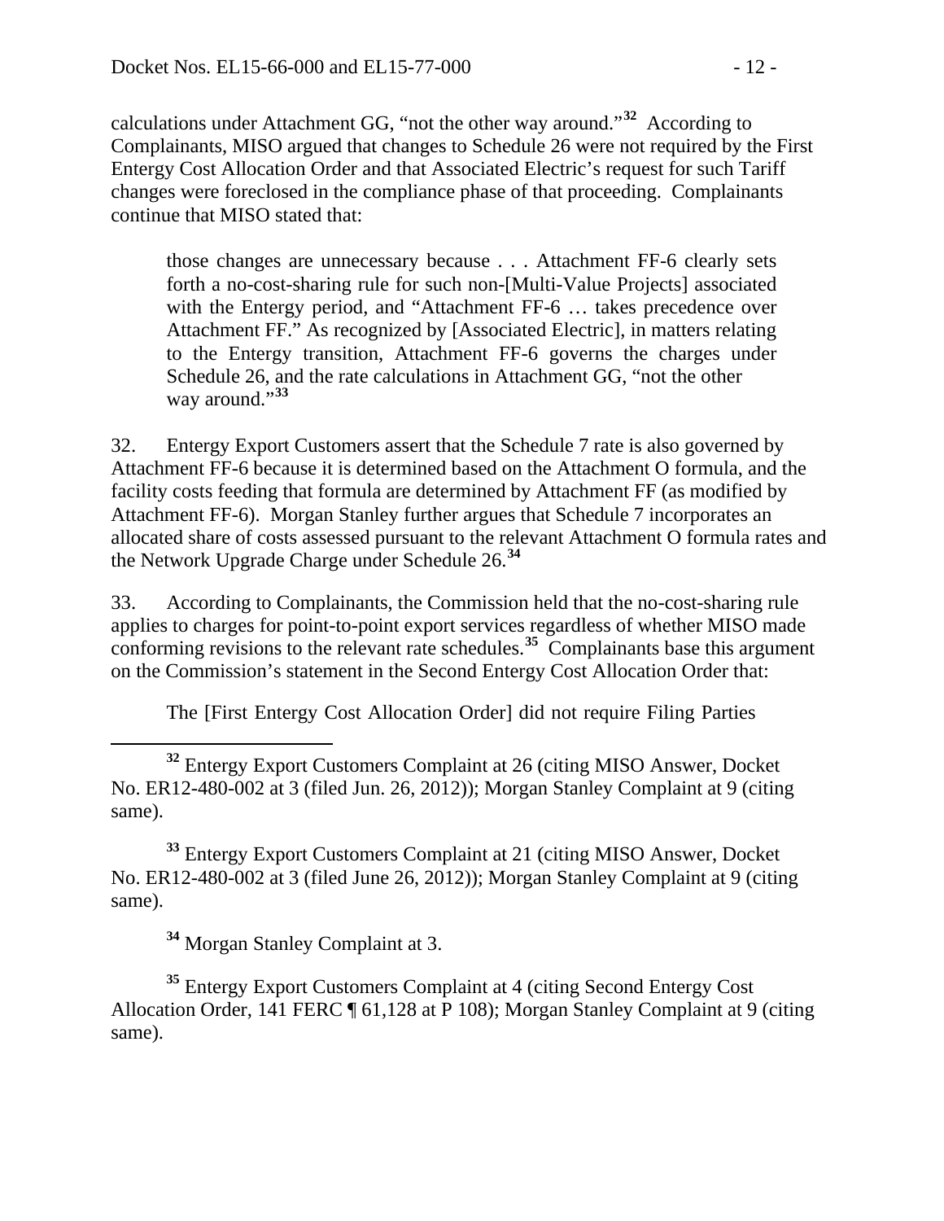calculations under Attachment GG, "not the other way around."[32] According to Complainants, MISO argued that changes to Schedule 26 were not required by the First Entergy Cost Allocation Order and that Associated Electric's request for such Tariff changes were foreclosed in the compliance phase of that proceeding. Complainants continue that MISO stated that:

> those changes are unnecessary because . . . Attachment FF-6 clearly sets forth a no-cost-sharing rule for such non-[Multi-Value Projects] associated with the Entergy period, and "Attachment FF-6 … takes precedence over Attachment FF." As recognized by [Associated Electric], in matters relating to the Entergy transition, Attachment FF-6 governs the charges under Schedule 26, and the rate calculations in Attachment GG, "not the other way around."[33]

32. Entergy Export Customers assert that the Schedule 7 rate is also governed by Attachment FF-6 because it is determined based on the Attachment O formula, and the facility costs feeding that formula are determined by Attachment FF (as modified by Attachment FF-6). Morgan Stanley further argues that Schedule 7 incorporates an allocated share of costs assessed pursuant to the relevant Attachment O formula rates and the Network Upgrade Charge under Schedule 26.[34]

33. According to Complainants, the Commission held that the no-cost-sharing rule applies to charges for point-to-point export services regardless of whether MISO made conforming revisions to the relevant rate schedules.[35] Complainants base this argument on the Commission's statement in the Second Entergy Cost Allocation Order that:

> The [First Entergy Cost Allocation Order] did not require Filing Parties

---

[32] Entergy Export Customers Complaint at 26 (citing MISO Answer, Docket No. ER12-480-002 at 3 (filed Jun. 26, 2012)); Morgan Stanley Complaint at 9 (citing same).

[33] Entergy Export Customers Complaint at 21 (citing MISO Answer, Docket No. ER12-480-002 at 3 (filed June 26, 2012)); Morgan Stanley Complaint at 9 (citing same).

[34] Morgan Stanley Complaint at 3.

[35] Entergy Export Customers Complaint at 4 (citing Second Entergy Cost Allocation Order, 141 FERC ¶ 61,128 at P 108); Morgan Stanley Complaint at 9 (citing same).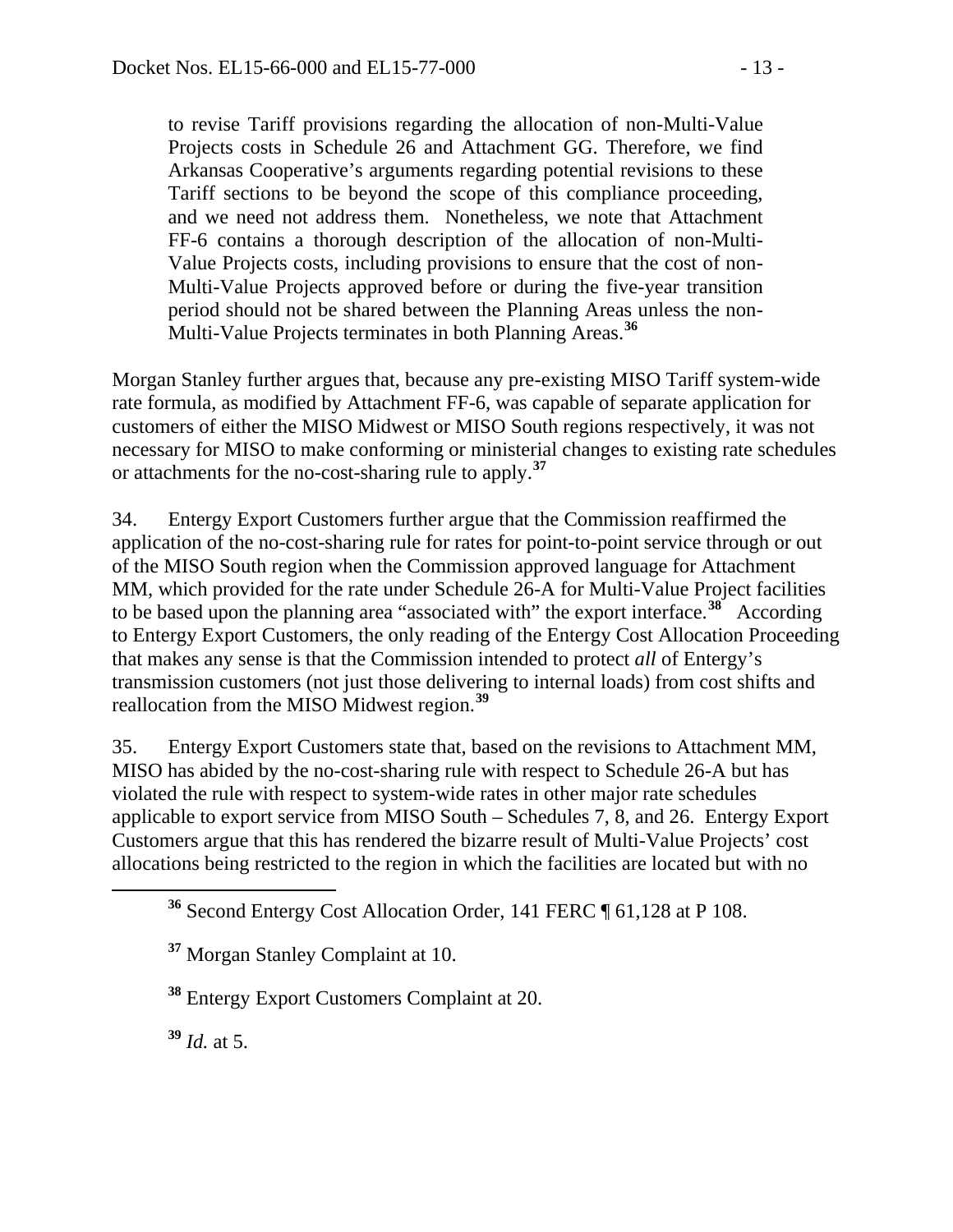to revise Tariff provisions regarding the allocation of non-Multi-Value Projects costs in Schedule 26 and Attachment GG. Therefore, we find Arkansas Cooperative's arguments regarding potential revisions to these Tariff sections to be beyond the scope of this compliance proceeding, and we need not address them. Nonetheless, we note that Attachment FF-6 contains a thorough description of the allocation of non-Multi-Value Projects costs, including provisions to ensure that the cost of non-Multi-Value Projects approved before or during the five-year transition period should not be shared between the Planning Areas unless the non-Multi-Value Projects terminates in both Planning Areas.[36]

Morgan Stanley further argues that, because any pre-existing MISO Tariff system-wide rate formula, as modified by Attachment FF-6, was capable of separate application for customers of either the MISO Midwest or MISO South regions respectively, it was not necessary for MISO to make conforming or ministerial changes to existing rate schedules or attachments for the no-cost-sharing rule to apply.[37]

34. Entergy Export Customers further argue that the Commission reaffirmed the application of the no-cost-sharing rule for rates for point-to-point service through or out of the MISO South region when the Commission approved language for Attachment MM, which provided for the rate under Schedule 26-A for Multi-Value Project facilities to be based upon the planning area "associated with" the export interface.[38] According to Entergy Export Customers, the only reading of the Entergy Cost Allocation Proceeding that makes any sense is that the Commission intended to protect *all* of Entergy's transmission customers (not just those delivering to internal loads) from cost shifts and reallocation from the MISO Midwest region.[39]

35. Entergy Export Customers state that, based on the revisions to Attachment MM, MISO has abided by the no-cost-sharing rule with respect to Schedule 26-A but has violated the rule with respect to system-wide rates in other major rate schedules applicable to export service from MISO South – Schedules 7, 8, and 26. Entergy Export Customers argue that this has rendered the bizarre result of Multi-Value Projects' cost allocations being restricted to the region in which the facilities are located but with no

[36] Second Entergy Cost Allocation Order, 141 FERC ¶ 61,128 at P 108.

[37] Morgan Stanley Complaint at 10.

[38] Entergy Export Customers Complaint at 20.

[39] *Id.* at 5.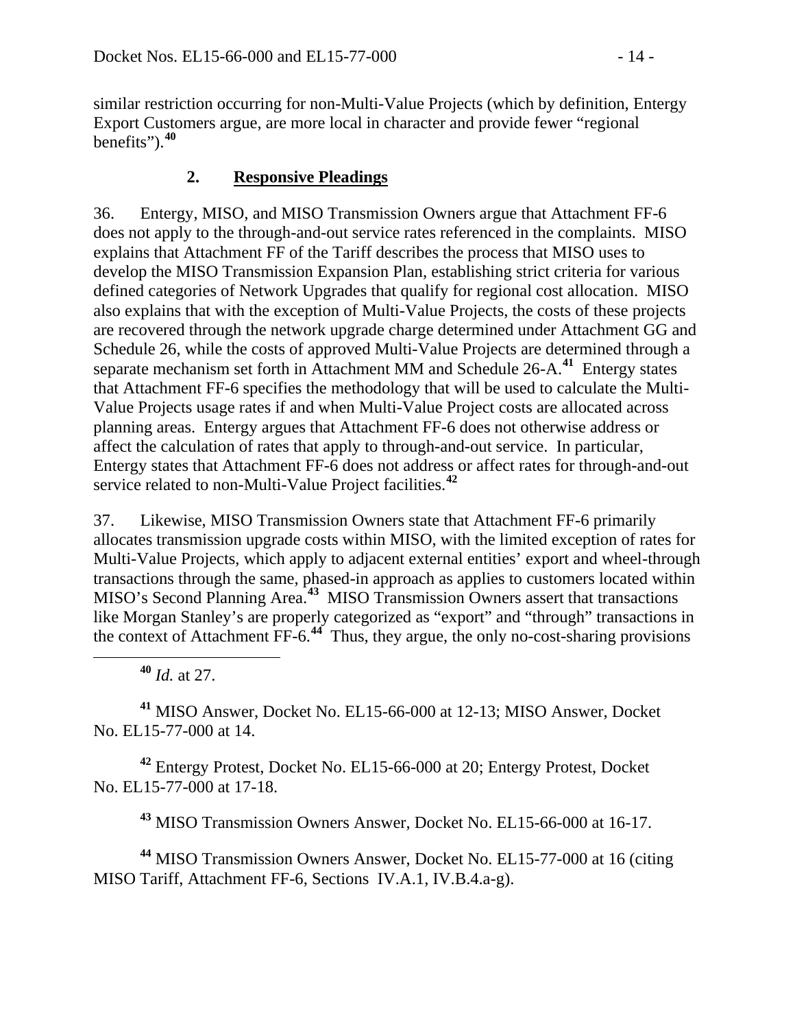similar restriction occurring for non-Multi-Value Projects (which by definition, Entergy Export Customers argue, are more local in character and provide fewer "regional benefits").[40]

## 2. Responsive Pleadings

36. Entergy, MISO, and MISO Transmission Owners argue that Attachment FF-6 does not apply to the through-and-out service rates referenced in the complaints. MISO explains that Attachment FF of the Tariff describes the process that MISO uses to develop the MISO Transmission Expansion Plan, establishing strict criteria for various defined categories of Network Upgrades that qualify for regional cost allocation. MISO also explains that with the exception of Multi-Value Projects, the costs of these projects are recovered through the network upgrade charge determined under Attachment GG and Schedule 26, while the costs of approved Multi-Value Projects are determined through a separate mechanism set forth in Attachment MM and Schedule 26-A.[41] Entergy states that Attachment FF-6 specifies the methodology that will be used to calculate the Multi-Value Projects usage rates if and when Multi-Value Project costs are allocated across planning areas. Entergy argues that Attachment FF-6 does not otherwise address or affect the calculation of rates that apply to through-and-out service. In particular, Entergy states that Attachment FF-6 does not address or affect rates for through-and-out service related to non-Multi-Value Project facilities.[42]

37. Likewise, MISO Transmission Owners state that Attachment FF-6 primarily allocates transmission upgrade costs within MISO, with the limited exception of rates for Multi-Value Projects, which apply to adjacent external entities' export and wheel-through transactions through the same, phased-in approach as applies to customers located within MISO's Second Planning Area.[43] MISO Transmission Owners assert that transactions like Morgan Stanley's are properly categorized as "export" and "through" transactions in the context of Attachment FF-6.[44] Thus, they argue, the only no-cost-sharing provisions

---

[40] *Id.* at 27.

[41] MISO Answer, Docket No. EL15-66-000 at 12-13; MISO Answer, Docket No. EL15-77-000 at 14.

[42] Entergy Protest, Docket No. EL15-66-000 at 20; Entergy Protest, Docket No. EL15-77-000 at 17-18.

[43] MISO Transmission Owners Answer, Docket No. EL15-66-000 at 16-17.

[44] MISO Transmission Owners Answer, Docket No. EL15-77-000 at 16 (citing MISO Tariff, Attachment FF-6, Sections IV.A.1, IV.B.4.a-g).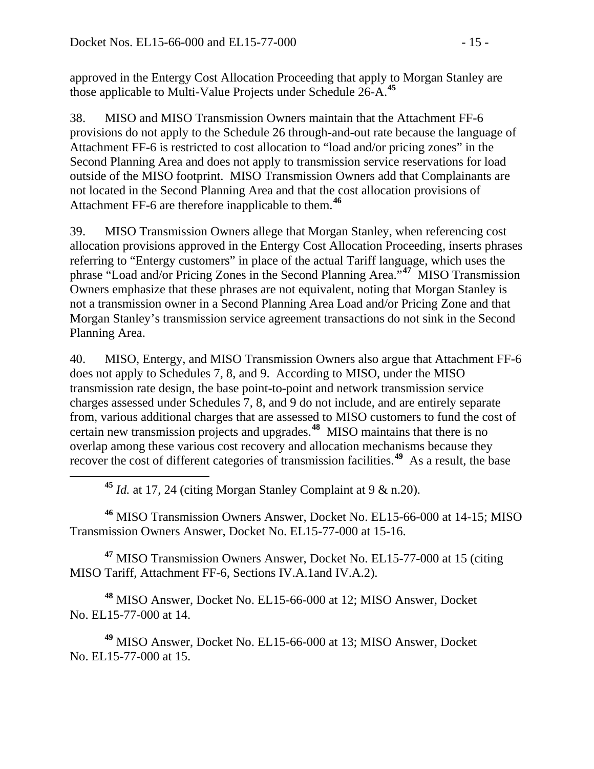approved in the Entergy Cost Allocation Proceeding that apply to Morgan Stanley are those applicable to Multi-Value Projects under Schedule 26-A.[45]

38. MISO and MISO Transmission Owners maintain that the Attachment FF-6 provisions do not apply to the Schedule 26 through-and-out rate because the language of Attachment FF-6 is restricted to cost allocation to "load and/or pricing zones" in the Second Planning Area and does not apply to transmission service reservations for load outside of the MISO footprint. MISO Transmission Owners add that Complainants are not located in the Second Planning Area and that the cost allocation provisions of Attachment FF-6 are therefore inapplicable to them.[46]

39. MISO Transmission Owners allege that Morgan Stanley, when referencing cost allocation provisions approved in the Entergy Cost Allocation Proceeding, inserts phrases referring to "Entergy customers" in place of the actual Tariff language, which uses the phrase "Load and/or Pricing Zones in the Second Planning Area."[47] MISO Transmission Owners emphasize that these phrases are not equivalent, noting that Morgan Stanley is not a transmission owner in a Second Planning Area Load and/or Pricing Zone and that Morgan Stanley's transmission service agreement transactions do not sink in the Second Planning Area.

40. MISO, Entergy, and MISO Transmission Owners also argue that Attachment FF-6 does not apply to Schedules 7, 8, and 9. According to MISO, under the MISO transmission rate design, the base point-to-point and network transmission service charges assessed under Schedules 7, 8, and 9 do not include, and are entirely separate from, various additional charges that are assessed to MISO customers to fund the cost of certain new transmission projects and upgrades.[48] MISO maintains that there is no overlap among these various cost recovery and allocation mechanisms because they recover the cost of different categories of transmission facilities.[49] As a result, the base

[45] *Id.* at 17, 24 (citing Morgan Stanley Complaint at 9 & n.20).

[46] MISO Transmission Owners Answer, Docket No. EL15-66-000 at 14-15; MISO Transmission Owners Answer, Docket No. EL15-77-000 at 15-16.

[47] MISO Transmission Owners Answer, Docket No. EL15-77-000 at 15 (citing MISO Tariff, Attachment FF-6, Sections IV.A.1and IV.A.2).

[48] MISO Answer, Docket No. EL15-66-000 at 12; MISO Answer, Docket No. EL15-77-000 at 14.

[49] MISO Answer, Docket No. EL15-66-000 at 13; MISO Answer, Docket No. EL15-77-000 at 15.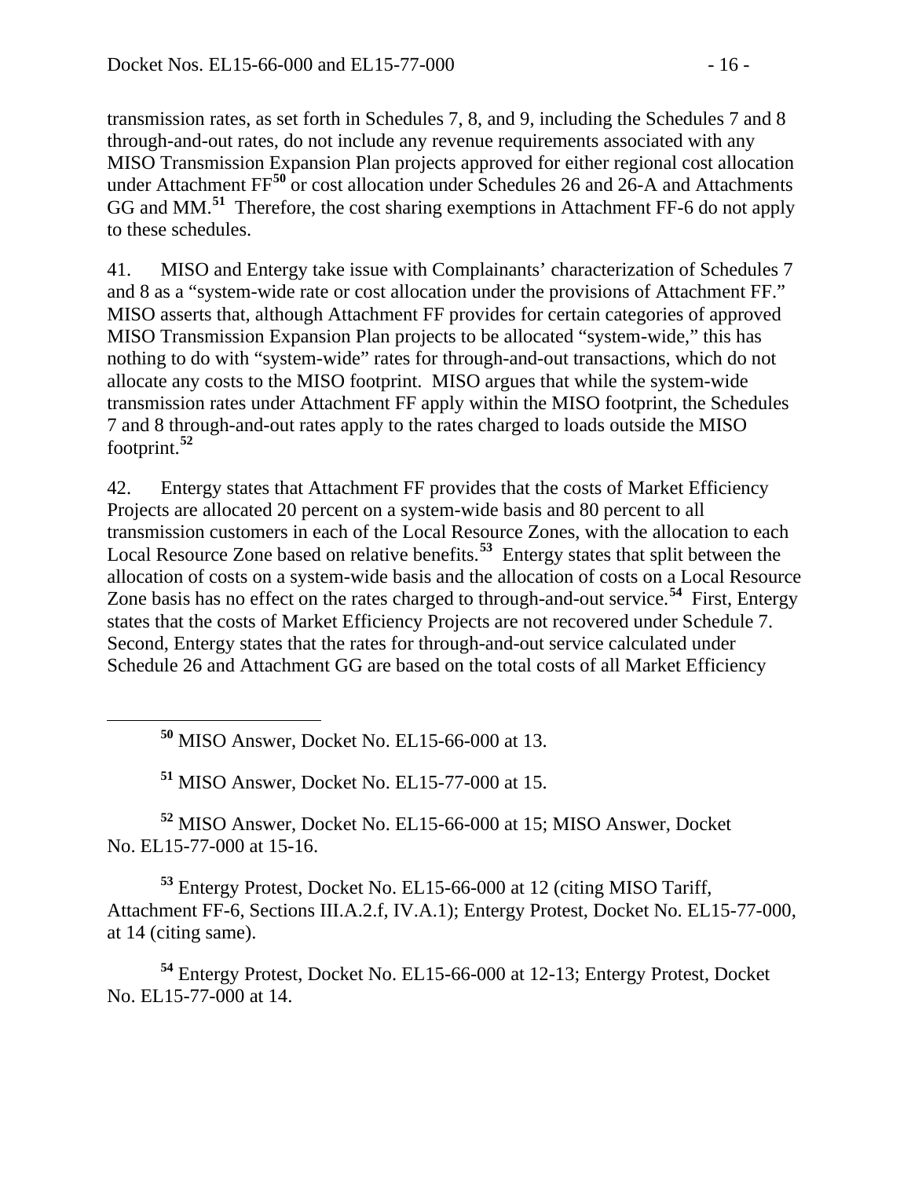transmission rates, as set forth in Schedules 7, 8, and 9, including the Schedules 7 and 8 through-and-out rates, do not include any revenue requirements associated with any MISO Transmission Expansion Plan projects approved for either regional cost allocation under Attachment FF[50] or cost allocation under Schedules 26 and 26-A and Attachments GG and MM.[51] Therefore, the cost sharing exemptions in Attachment FF-6 do not apply to these schedules.

41. MISO and Entergy take issue with Complainants' characterization of Schedules 7 and 8 as a "system-wide rate or cost allocation under the provisions of Attachment FF." MISO asserts that, although Attachment FF provides for certain categories of approved MISO Transmission Expansion Plan projects to be allocated "system-wide," this has nothing to do with "system-wide" rates for through-and-out transactions, which do not allocate any costs to the MISO footprint. MISO argues that while the system-wide transmission rates under Attachment FF apply within the MISO footprint, the Schedules 7 and 8 through-and-out rates apply to the rates charged to loads outside the MISO footprint.[52]

42. Entergy states that Attachment FF provides that the costs of Market Efficiency Projects are allocated 20 percent on a system-wide basis and 80 percent to all transmission customers in each of the Local Resource Zones, with the allocation to each Local Resource Zone based on relative benefits.[53] Entergy states that split between the allocation of costs on a system-wide basis and the allocation of costs on a Local Resource Zone basis has no effect on the rates charged to through-and-out service.[54] First, Entergy states that the costs of Market Efficiency Projects are not recovered under Schedule 7. Second, Entergy states that the rates for through-and-out service calculated under Schedule 26 and Attachment GG are based on the total costs of all Market Efficiency

---

[50] MISO Answer, Docket No. EL15-66-000 at 13.

[51] MISO Answer, Docket No. EL15-77-000 at 15.

[52] MISO Answer, Docket No. EL15-66-000 at 15; MISO Answer, Docket No. EL15-77-000 at 15-16.

[53] Entergy Protest, Docket No. EL15-66-000 at 12 (citing MISO Tariff, Attachment FF-6, Sections III.A.2.f, IV.A.1); Entergy Protest, Docket No. EL15-77-000, at 14 (citing same).

[54] Entergy Protest, Docket No. EL15-66-000 at 12-13; Entergy Protest, Docket No. EL15-77-000 at 14.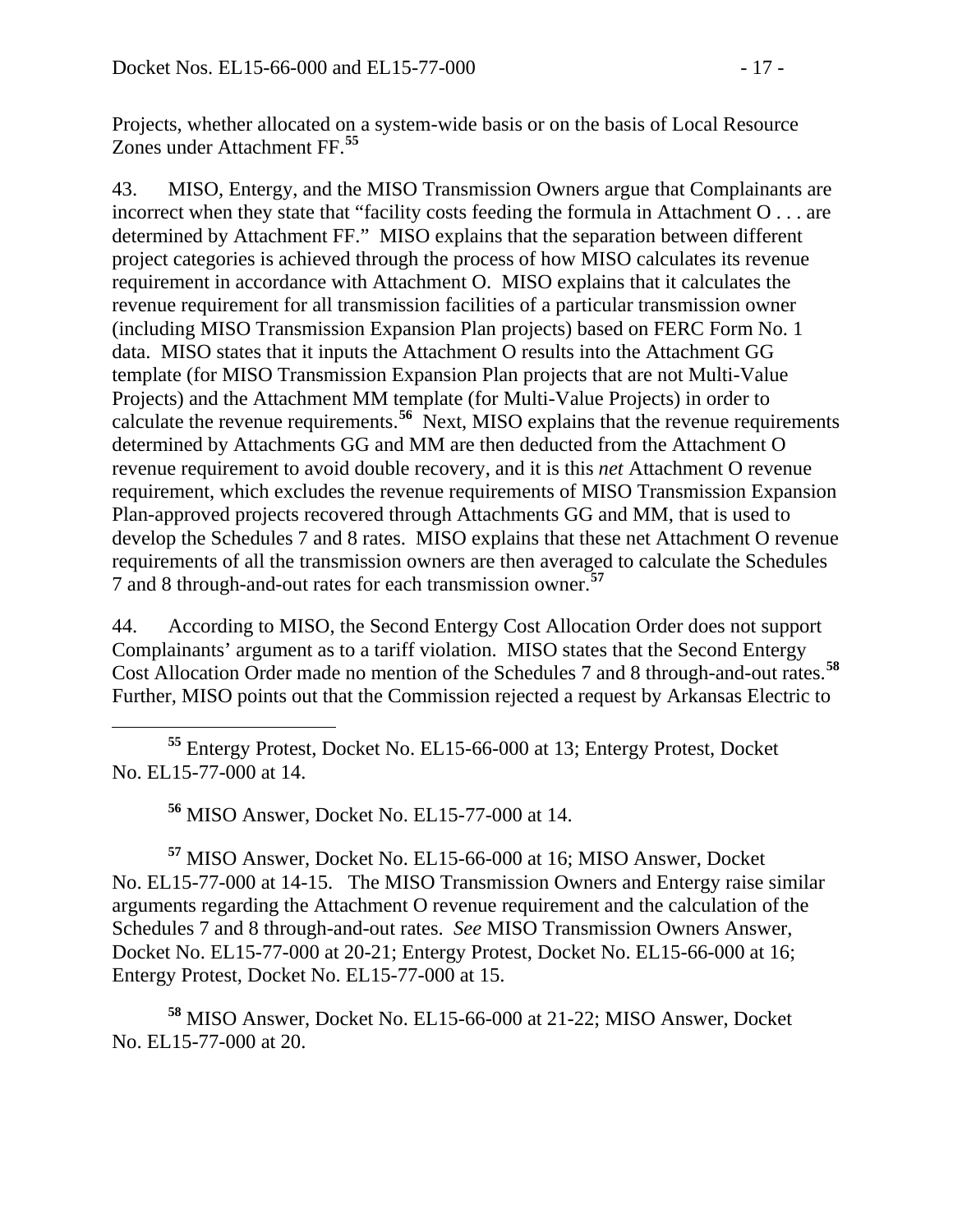Projects, whether allocated on a system-wide basis or on the basis of Local Resource Zones under Attachment FF.[55]

43. MISO, Entergy, and the MISO Transmission Owners argue that Complainants are incorrect when they state that "facility costs feeding the formula in Attachment O . . . are determined by Attachment FF." MISO explains that the separation between different project categories is achieved through the process of how MISO calculates its revenue requirement in accordance with Attachment O. MISO explains that it calculates the revenue requirement for all transmission facilities of a particular transmission owner (including MISO Transmission Expansion Plan projects) based on FERC Form No. 1 data. MISO states that it inputs the Attachment O results into the Attachment GG template (for MISO Transmission Expansion Plan projects that are not Multi-Value Projects) and the Attachment MM template (for Multi-Value Projects) in order to calculate the revenue requirements.[56] Next, MISO explains that the revenue requirements determined by Attachments GG and MM are then deducted from the Attachment O revenue requirement to avoid double recovery, and it is this *net* Attachment O revenue requirement, which excludes the revenue requirements of MISO Transmission Expansion Plan-approved projects recovered through Attachments GG and MM, that is used to develop the Schedules 7 and 8 rates. MISO explains that these net Attachment O revenue requirements of all the transmission owners are then averaged to calculate the Schedules 7 and 8 through-and-out rates for each transmission owner.[57]

44. According to MISO, the Second Entergy Cost Allocation Order does not support Complainants' argument as to a tariff violation. MISO states that the Second Entergy Cost Allocation Order made no mention of the Schedules 7 and 8 through-and-out rates.[58] Further, MISO points out that the Commission rejected a request by Arkansas Electric to

[55] Entergy Protest, Docket No. EL15-66-000 at 13; Entergy Protest, Docket No. EL15-77-000 at 14.

[56] MISO Answer, Docket No. EL15-77-000 at 14.

[57] MISO Answer, Docket No. EL15-66-000 at 16; MISO Answer, Docket No. EL15-77-000 at 14-15. The MISO Transmission Owners and Entergy raise similar arguments regarding the Attachment O revenue requirement and the calculation of the Schedules 7 and 8 through-and-out rates. *See* MISO Transmission Owners Answer, Docket No. EL15-77-000 at 20-21; Entergy Protest, Docket No. EL15-66-000 at 16; Entergy Protest, Docket No. EL15-77-000 at 15.

[58] MISO Answer, Docket No. EL15-66-000 at 21-22; MISO Answer, Docket No. EL15-77-000 at 20.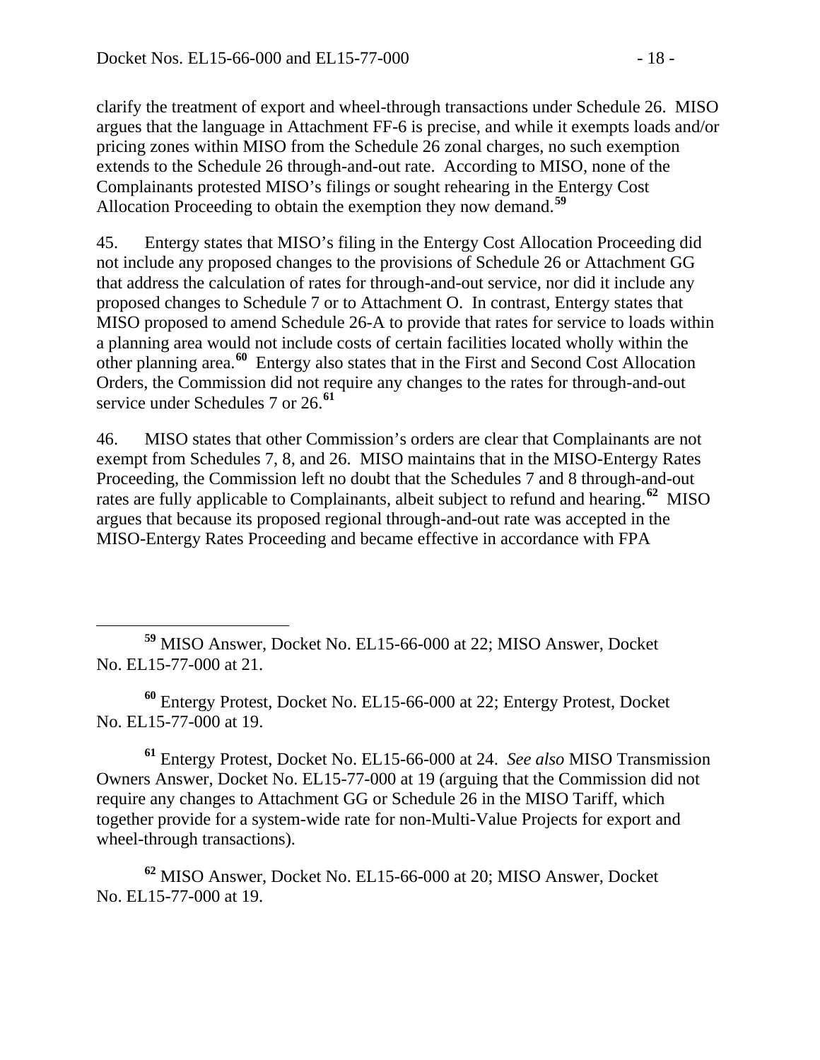clarify the treatment of export and wheel-through transactions under Schedule 26. MISO argues that the language in Attachment FF-6 is precise, and while it exempts loads and/or pricing zones within MISO from the Schedule 26 zonal charges, no such exemption extends to the Schedule 26 through-and-out rate. According to MISO, none of the Complainants protested MISO's filings or sought rehearing in the Entergy Cost Allocation Proceeding to obtain the exemption they now demand.[59]

45. Entergy states that MISO's filing in the Entergy Cost Allocation Proceeding did not include any proposed changes to the provisions of Schedule 26 or Attachment GG that address the calculation of rates for through-and-out service, nor did it include any proposed changes to Schedule 7 or to Attachment O. In contrast, Entergy states that MISO proposed to amend Schedule 26-A to provide that rates for service to loads within a planning area would not include costs of certain facilities located wholly within the other planning area.[60] Entergy also states that in the First and Second Cost Allocation Orders, the Commission did not require any changes to the rates for through-and-out service under Schedules 7 or 26.[61]

46. MISO states that other Commission's orders are clear that Complainants are not exempt from Schedules 7, 8, and 26. MISO maintains that in the MISO-Entergy Rates Proceeding, the Commission left no doubt that the Schedules 7 and 8 through-and-out rates are fully applicable to Complainants, albeit subject to refund and hearing.[62] MISO argues that because its proposed regional through-and-out rate was accepted in the MISO-Entergy Rates Proceeding and became effective in accordance with FPA

---

[59] MISO Answer, Docket No. EL15-66-000 at 22; MISO Answer, Docket No. EL15-77-000 at 21.

[60] Entergy Protest, Docket No. EL15-66-000 at 22; Entergy Protest, Docket No. EL15-77-000 at 19.

[61] Entergy Protest, Docket No. EL15-66-000 at 24. *See also* MISO Transmission Owners Answer, Docket No. EL15-77-000 at 19 (arguing that the Commission did not require any changes to Attachment GG or Schedule 26 in the MISO Tariff, which together provide for a system-wide rate for non-Multi-Value Projects for export and wheel-through transactions).

[62] MISO Answer, Docket No. EL15-66-000 at 20; MISO Answer, Docket No. EL15-77-000 at 19.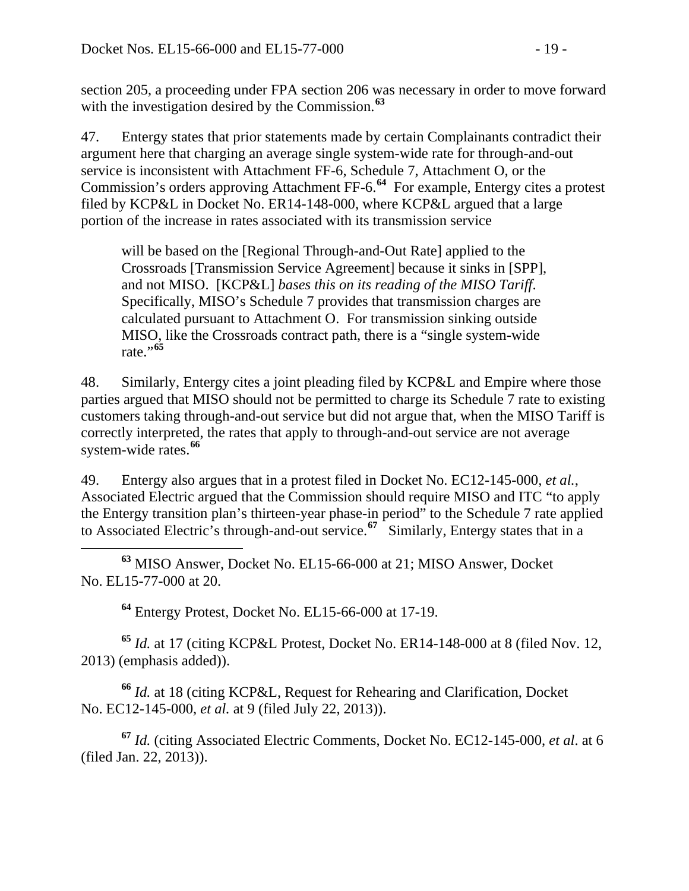section 205, a proceeding under FPA section 206 was necessary in order to move forward with the investigation desired by the Commission.[63]

47. Entergy states that prior statements made by certain Complainants contradict their argument here that charging an average single system-wide rate for through-and-out service is inconsistent with Attachment FF-6, Schedule 7, Attachment O, or the Commission's orders approving Attachment FF-6.[64] For example, Entergy cites a protest filed by KCP&L in Docket No. ER14-148-000, where KCP&L argued that a large portion of the increase in rates associated with its transmission service

> will be based on the [Regional Through-and-Out Rate] applied to the Crossroads [Transmission Service Agreement] because it sinks in [SPP], and not MISO. [KCP&L] *bases this on its reading of the MISO Tariff.* Specifically, MISO's Schedule 7 provides that transmission charges are calculated pursuant to Attachment O. For transmission sinking outside MISO, like the Crossroads contract path, there is a "single system-wide rate."[65]

48. Similarly, Entergy cites a joint pleading filed by KCP&L and Empire where those parties argued that MISO should not be permitted to charge its Schedule 7 rate to existing customers taking through-and-out service but did not argue that, when the MISO Tariff is correctly interpreted, the rates that apply to through-and-out service are not average system-wide rates.[66]

49. Entergy also argues that in a protest filed in Docket No. EC12-145-000, *et al.*, Associated Electric argued that the Commission should require MISO and ITC "to apply the Entergy transition plan's thirteen-year phase-in period" to the Schedule 7 rate applied to Associated Electric's through-and-out service.[67] Similarly, Entergy states that in a

---

[63] MISO Answer, Docket No. EL15-66-000 at 21; MISO Answer, Docket No. EL15-77-000 at 20.

[64] Entergy Protest, Docket No. EL15-66-000 at 17-19.

[65] *Id.* at 17 (citing KCP&L Protest, Docket No. ER14-148-000 at 8 (filed Nov. 12, 2013) (emphasis added)).

[66] *Id.* at 18 (citing KCP&L, Request for Rehearing and Clarification, Docket No. EC12-145-000, *et al.* at 9 (filed July 22, 2013)).

[67] *Id.* (citing Associated Electric Comments, Docket No. EC12-145-000, *et al*. at 6 (filed Jan. 22, 2013)).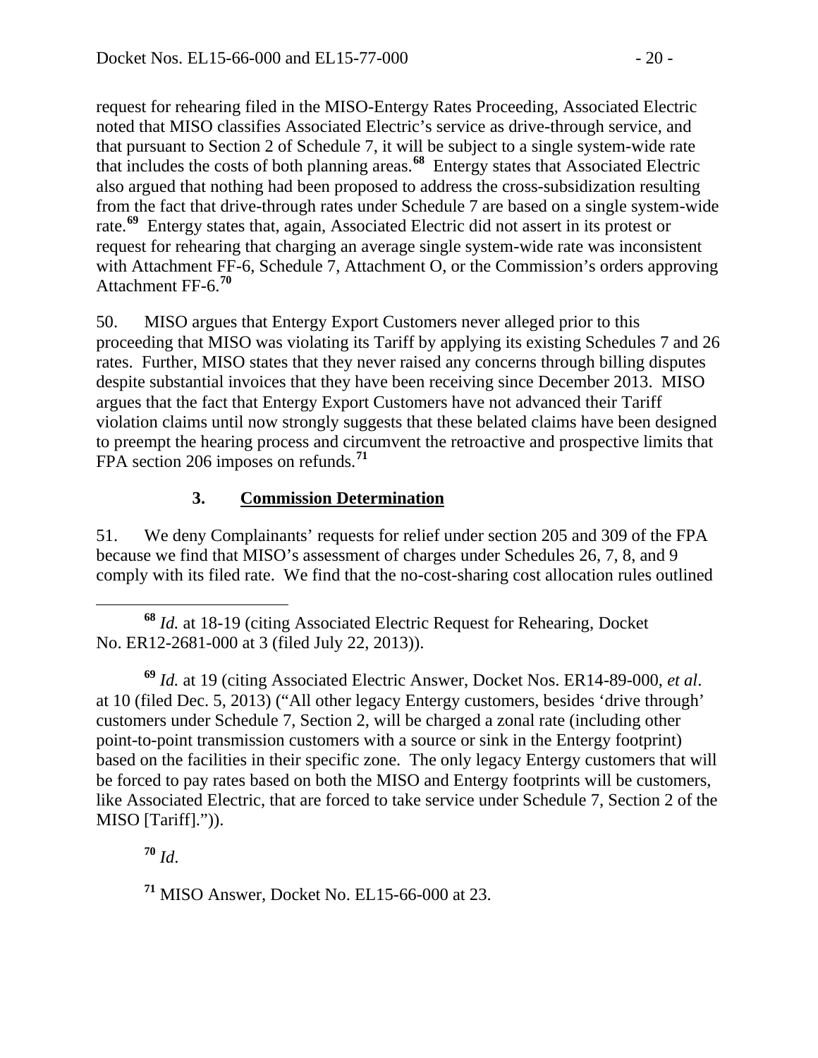request for rehearing filed in the MISO-Entergy Rates Proceeding, Associated Electric noted that MISO classifies Associated Electric's service as drive-through service, and that pursuant to Section 2 of Schedule 7, it will be subject to a single system-wide rate that includes the costs of both planning areas.[68] Entergy states that Associated Electric also argued that nothing had been proposed to address the cross-subsidization resulting from the fact that drive-through rates under Schedule 7 are based on a single system-wide rate.[69] Entergy states that, again, Associated Electric did not assert in its protest or request for rehearing that charging an average single system-wide rate was inconsistent with Attachment FF-6, Schedule 7, Attachment O, or the Commission's orders approving Attachment FF-6.[70]

50. MISO argues that Entergy Export Customers never alleged prior to this proceeding that MISO was violating its Tariff by applying its existing Schedules 7 and 26 rates. Further, MISO states that they never raised any concerns through billing disputes despite substantial invoices that they have been receiving since December 2013. MISO argues that the fact that Entergy Export Customers have not advanced their Tariff violation claims until now strongly suggests that these belated claims have been designed to preempt the hearing process and circumvent the retroactive and prospective limits that FPA section 206 imposes on refunds.[71]

### 3. **Commission Determination**

51. We deny Complainants' requests for relief under section 205 and 309 of the FPA because we find that MISO's assessment of charges under Schedules 26, 7, 8, and 9 comply with its filed rate. We find that the no-cost-sharing cost allocation rules outlined

---

[68] *Id.* at 18-19 (citing Associated Electric Request for Rehearing, Docket No. ER12-2681-000 at 3 (filed July 22, 2013)).

[69] *Id.* at 19 (citing Associated Electric Answer, Docket Nos. ER14-89-000, *et al*. at 10 (filed Dec. 5, 2013) ("All other legacy Entergy customers, besides 'drive through' customers under Schedule 7, Section 2, will be charged a zonal rate (including other point-to-point transmission customers with a source or sink in the Entergy footprint) based on the facilities in their specific zone. The only legacy Entergy customers that will be forced to pay rates based on both the MISO and Entergy footprints will be customers, like Associated Electric, that are forced to take service under Schedule 7, Section 2 of the MISO [Tariff].")).

[70] *Id*.

[71] MISO Answer, Docket No. EL15-66-000 at 23.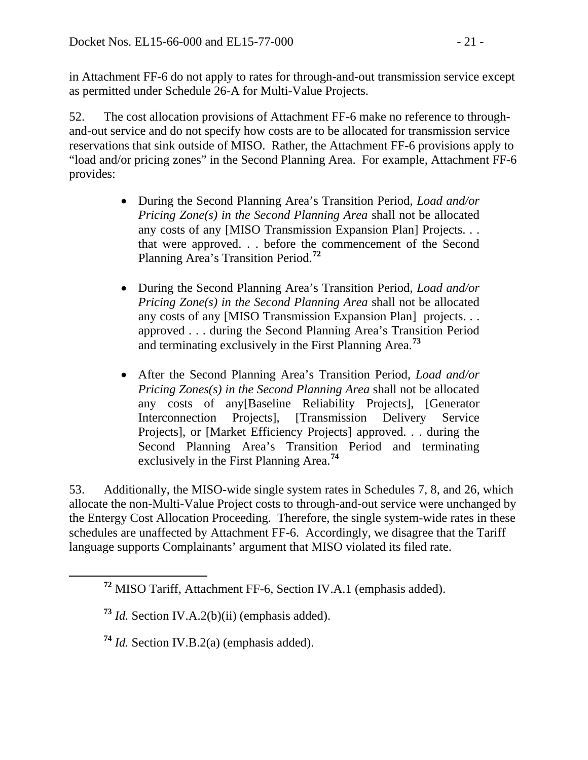in Attachment FF-6 do not apply to rates for through-and-out transmission service except as permitted under Schedule 26-A for Multi-Value Projects.

52. The cost allocation provisions of Attachment FF-6 make no reference to through-and-out service and do not specify how costs are to be allocated for transmission service reservations that sink outside of MISO. Rather, the Attachment FF-6 provisions apply to "load and/or pricing zones" in the Second Planning Area. For example, Attachment FF-6 provides:

> - During the Second Planning Area's Transition Period, *Load and/or Pricing Zone(s) in the Second Planning Area* shall not be allocated any costs of any [MISO Transmission Expansion Plan] Projects. . . that were approved. . . before the commencement of the Second Planning Area's Transition Period.[72]
> - During the Second Planning Area's Transition Period, *Load and/or Pricing Zone(s) in the Second Planning Area* shall not be allocated any costs of any [MISO Transmission Expansion Plan] projects. . . approved . . . during the Second Planning Area's Transition Period and terminating exclusively in the First Planning Area.[73]
> - After the Second Planning Area's Transition Period, *Load and/or Pricing Zones(s) in the Second Planning Area* shall not be allocated any costs of any[Baseline Reliability Projects], [Generator Interconnection Projects], [Transmission Delivery Service Projects], or [Market Efficiency Projects] approved. . . during the Second Planning Area's Transition Period and terminating exclusively in the First Planning Area.[74]

53. Additionally, the MISO-wide single system rates in Schedules 7, 8, and 26, which allocate the non-Multi-Value Project costs to through-and-out service were unchanged by the Entergy Cost Allocation Proceeding. Therefore, the single system-wide rates in these schedules are unaffected by Attachment FF-6. Accordingly, we disagree that the Tariff language supports Complainants' argument that MISO violated its filed rate.

---

[72] MISO Tariff, Attachment FF-6, Section IV.A.1 (emphasis added).

[73] *Id.* Section IV.A.2(b)(ii) (emphasis added).

[74] *Id.* Section IV.B.2(a) (emphasis added).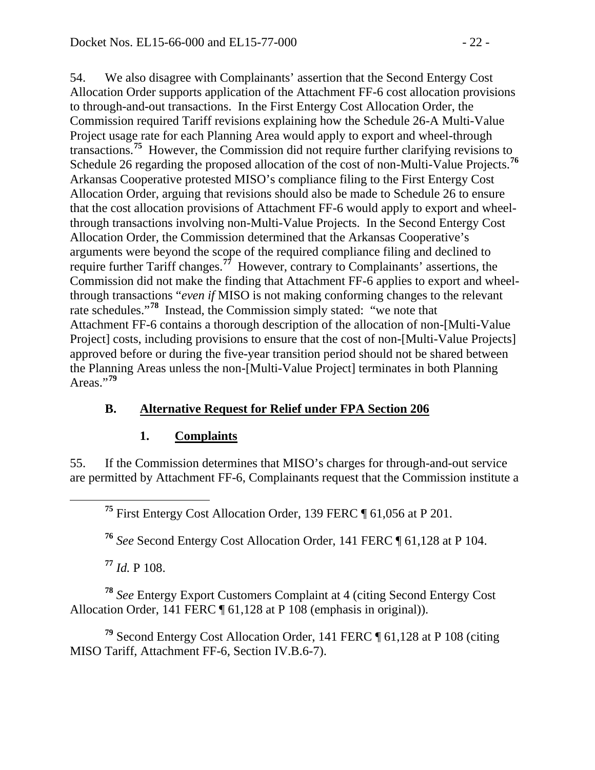54. We also disagree with Complainants' assertion that the Second Entergy Cost Allocation Order supports application of the Attachment FF-6 cost allocation provisions to through-and-out transactions. In the First Entergy Cost Allocation Order, the Commission required Tariff revisions explaining how the Schedule 26-A Multi-Value Project usage rate for each Planning Area would apply to export and wheel-through transactions.[75] However, the Commission did not require further clarifying revisions to Schedule 26 regarding the proposed allocation of the cost of non-Multi-Value Projects.[76] Arkansas Cooperative protested MISO's compliance filing to the First Entergy Cost Allocation Order, arguing that revisions should also be made to Schedule 26 to ensure that the cost allocation provisions of Attachment FF-6 would apply to export and wheel-through transactions involving non-Multi-Value Projects. In the Second Entergy Cost Allocation Order, the Commission determined that the Arkansas Cooperative's arguments were beyond the scope of the required compliance filing and declined to require further Tariff changes.[77] However, contrary to Complainants' assertions, the Commission did not make the finding that Attachment FF-6 applies to export and wheel-through transactions "*even if* MISO is not making conforming changes to the relevant rate schedules."[78] Instead, the Commission simply stated: "we note that Attachment FF-6 contains a thorough description of the allocation of non-[Multi-Value Project] costs, including provisions to ensure that the cost of non-[Multi-Value Projects] approved before or during the five-year transition period should not be shared between the Planning Areas unless the non-[Multi-Value Project] terminates in both Planning Areas."[79]

## B. Alternative Request for Relief under FPA Section 206

### 1. Complaints

55. If the Commission determines that MISO's charges for through-and-out service are permitted by Attachment FF-6, Complainants request that the Commission institute a

---

[75] First Entergy Cost Allocation Order, 139 FERC ¶ 61,056 at P 201.

[76] *See* Second Entergy Cost Allocation Order, 141 FERC ¶ 61,128 at P 104.

[77] *Id.* P 108.

[78] *See* Entergy Export Customers Complaint at 4 (citing Second Entergy Cost Allocation Order, 141 FERC ¶ 61,128 at P 108 (emphasis in original)).

[79] Second Entergy Cost Allocation Order, 141 FERC ¶ 61,128 at P 108 (citing MISO Tariff, Attachment FF-6, Section IV.B.6-7).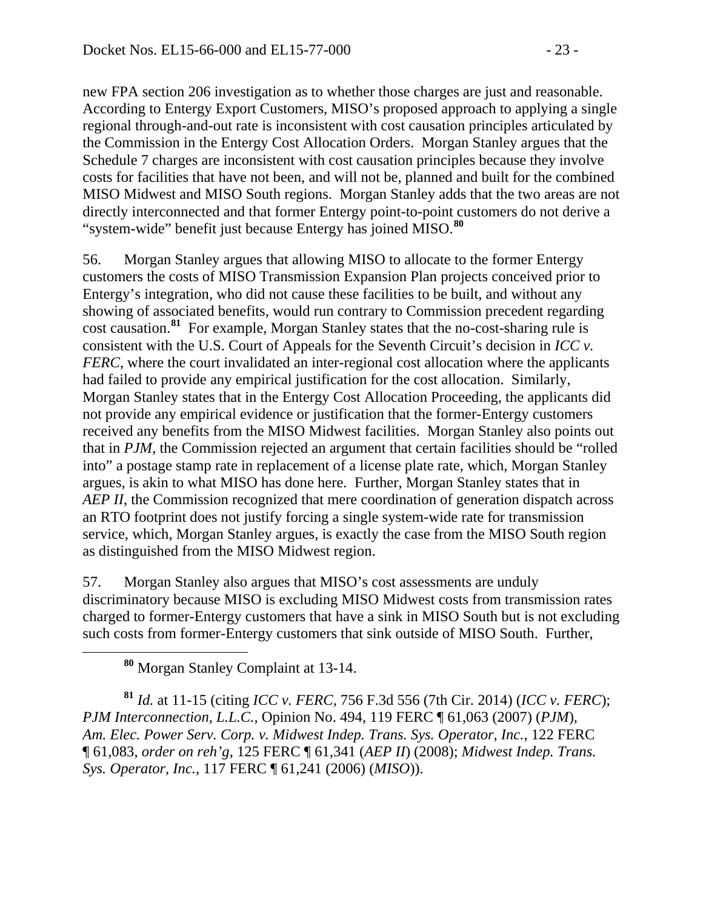new FPA section 206 investigation as to whether those charges are just and reasonable. According to Entergy Export Customers, MISO's proposed approach to applying a single regional through-and-out rate is inconsistent with cost causation principles articulated by the Commission in the Entergy Cost Allocation Orders. Morgan Stanley argues that the Schedule 7 charges are inconsistent with cost causation principles because they involve costs for facilities that have not been, and will not be, planned and built for the combined MISO Midwest and MISO South regions. Morgan Stanley adds that the two areas are not directly interconnected and that former Entergy point-to-point customers do not derive a "system-wide" benefit just because Entergy has joined MISO.[80]

56. Morgan Stanley argues that allowing MISO to allocate to the former Entergy customers the costs of MISO Transmission Expansion Plan projects conceived prior to Entergy's integration, who did not cause these facilities to be built, and without any showing of associated benefits, would run contrary to Commission precedent regarding cost causation.[81] For example, Morgan Stanley states that the no-cost-sharing rule is consistent with the U.S. Court of Appeals for the Seventh Circuit's decision in *ICC v. FERC*, where the court invalidated an inter-regional cost allocation where the applicants had failed to provide any empirical justification for the cost allocation. Similarly, Morgan Stanley states that in the Entergy Cost Allocation Proceeding, the applicants did not provide any empirical evidence or justification that the former-Entergy customers received any benefits from the MISO Midwest facilities. Morgan Stanley also points out that in *PJM*, the Commission rejected an argument that certain facilities should be "rolled into" a postage stamp rate in replacement of a license plate rate, which, Morgan Stanley argues, is akin to what MISO has done here. Further, Morgan Stanley states that in *AEP II*, the Commission recognized that mere coordination of generation dispatch across an RTO footprint does not justify forcing a single system-wide rate for transmission service, which, Morgan Stanley argues, is exactly the case from the MISO South region as distinguished from the MISO Midwest region.

57. Morgan Stanley also argues that MISO's cost assessments are unduly discriminatory because MISO is excluding MISO Midwest costs from transmission rates charged to former-Entergy customers that have a sink in MISO South but is not excluding such costs from former-Entergy customers that sink outside of MISO South. Further,

[80] Morgan Stanley Complaint at 13-14.

[81] *Id.* at 11-15 (citing *ICC v. FERC*, 756 F.3d 556 (7th Cir. 2014) (*ICC v. FERC*); *PJM Interconnection, L.L.C.*, Opinion No. 494, 119 FERC ¶ 61,063 (2007) (*PJM*), *Am. Elec. Power Serv. Corp. v. Midwest Indep. Trans. Sys. Operator, Inc.*, 122 FERC ¶ 61,083, *order on reh'g*, 125 FERC ¶ 61,341 (*AEP II*) (2008); *Midwest Indep. Trans. Sys. Operator, Inc.*, 117 FERC ¶ 61,241 (2006) (*MISO*)).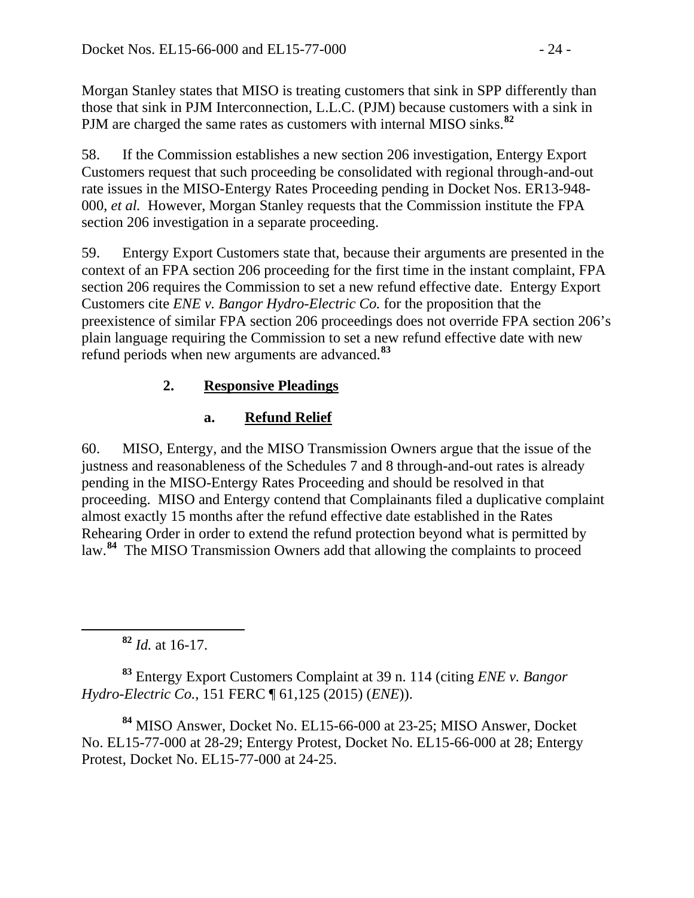Morgan Stanley states that MISO is treating customers that sink in SPP differently than those that sink in PJM Interconnection, L.L.C. (PJM) because customers with a sink in PJM are charged the same rates as customers with internal MISO sinks.[82]

58. If the Commission establishes a new section 206 investigation, Entergy Export Customers request that such proceeding be consolidated with regional through-and-out rate issues in the MISO-Entergy Rates Proceeding pending in Docket Nos. ER13-948-000, *et al.* However, Morgan Stanley requests that the Commission institute the FPA section 206 investigation in a separate proceeding.

59. Entergy Export Customers state that, because their arguments are presented in the context of an FPA section 206 proceeding for the first time in the instant complaint, FPA section 206 requires the Commission to set a new refund effective date. Entergy Export Customers cite *ENE v. Bangor Hydro-Electric Co.* for the proposition that the preexistence of similar FPA section 206 proceedings does not override FPA section 206's plain language requiring the Commission to set a new refund effective date with new refund periods when new arguments are advanced.[83]

### 2. Responsive Pleadings

#### a. Refund Relief

60. MISO, Entergy, and the MISO Transmission Owners argue that the issue of the justness and reasonableness of the Schedules 7 and 8 through-and-out rates is already pending in the MISO-Entergy Rates Proceeding and should be resolved in that proceeding. MISO and Entergy contend that Complainants filed a duplicative complaint almost exactly 15 months after the refund effective date established in the Rates Rehearing Order in order to extend the refund protection beyond what is permitted by law.[84] The MISO Transmission Owners add that allowing the complaints to proceed

---

[82] *Id.* at 16-17.

[83] Entergy Export Customers Complaint at 39 n. 114 (citing *ENE v. Bangor Hydro-Electric Co.*, 151 FERC ¶ 61,125 (2015) (*ENE*)).

[84] MISO Answer, Docket No. EL15-66-000 at 23-25; MISO Answer, Docket No. EL15-77-000 at 28-29; Entergy Protest, Docket No. EL15-66-000 at 28; Entergy Protest, Docket No. EL15-77-000 at 24-25.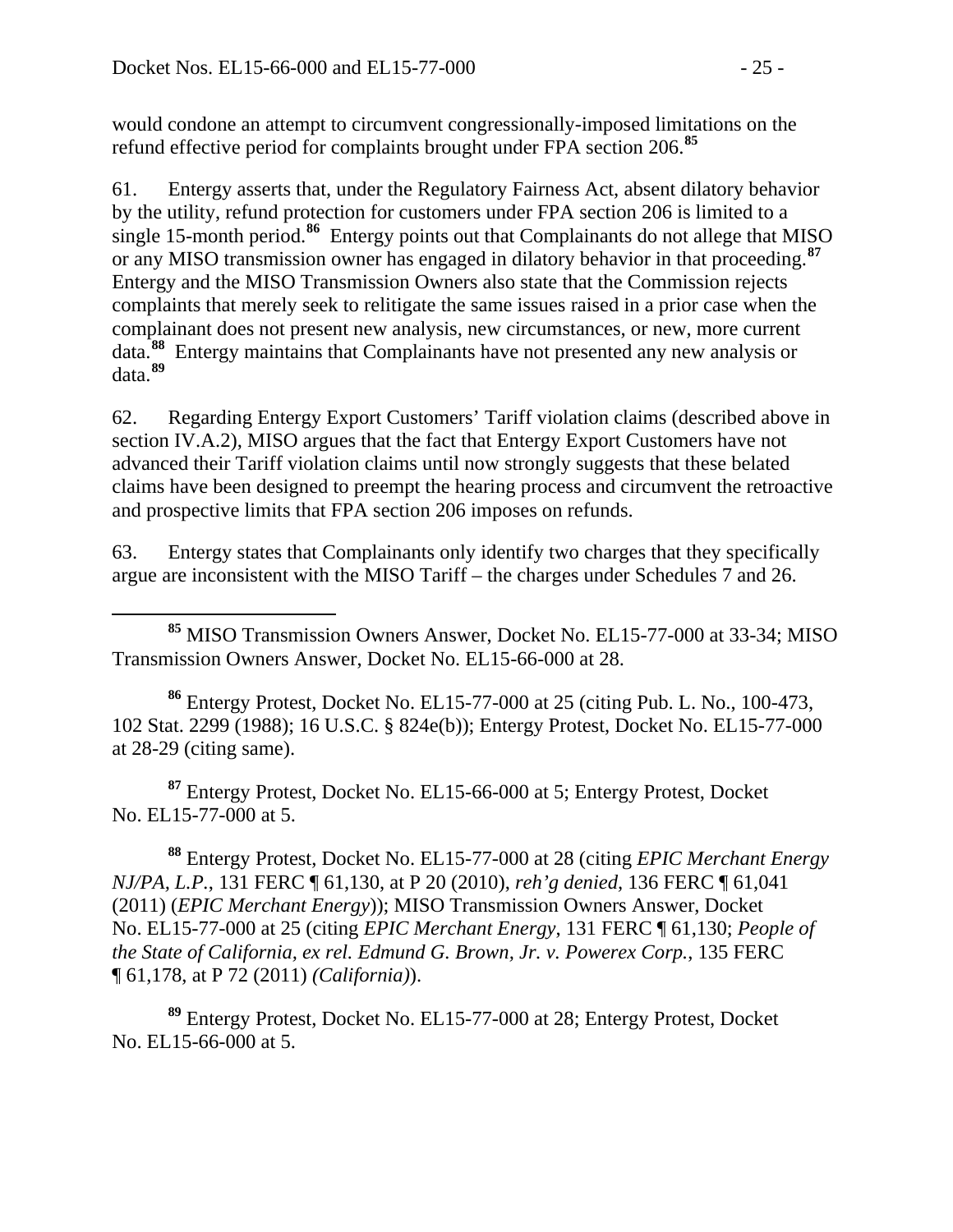would condone an attempt to circumvent congressionally-imposed limitations on the refund effective period for complaints brought under FPA section 206.[85]

61. Entergy asserts that, under the Regulatory Fairness Act, absent dilatory behavior by the utility, refund protection for customers under FPA section 206 is limited to a single 15-month period.[86] Entergy points out that Complainants do not allege that MISO or any MISO transmission owner has engaged in dilatory behavior in that proceeding.[87] Entergy and the MISO Transmission Owners also state that the Commission rejects complaints that merely seek to relitigate the same issues raised in a prior case when the complainant does not present new analysis, new circumstances, or new, more current data.[88] Entergy maintains that Complainants have not presented any new analysis or data.[89]

62. Regarding Entergy Export Customers' Tariff violation claims (described above in section IV.A.2), MISO argues that the fact that Entergy Export Customers have not advanced their Tariff violation claims until now strongly suggests that these belated claims have been designed to preempt the hearing process and circumvent the retroactive and prospective limits that FPA section 206 imposes on refunds.

63. Entergy states that Complainants only identify two charges that they specifically argue are inconsistent with the MISO Tariff – the charges under Schedules 7 and 26.

---

[85] MISO Transmission Owners Answer, Docket No. EL15-77-000 at 33-34; MISO Transmission Owners Answer, Docket No. EL15-66-000 at 28.

[86] Entergy Protest, Docket No. EL15-77-000 at 25 (citing Pub. L. No., 100-473, 102 Stat. 2299 (1988); 16 U.S.C. § 824e(b)); Entergy Protest, Docket No. EL15-77-000 at 28-29 (citing same).

[87] Entergy Protest, Docket No. EL15-66-000 at 5; Entergy Protest, Docket No. EL15-77-000 at 5.

[88] Entergy Protest, Docket No. EL15-77-000 at 28 (citing *EPIC Merchant Energy NJ/PA, L.P.*, 131 FERC ¶ 61,130, at P 20 (2010), *reh'g denied*, 136 FERC ¶ 61,041 (2011) (*EPIC Merchant Energy*)); MISO Transmission Owners Answer, Docket No. EL15-77-000 at 25 (citing *EPIC Merchant Energy*, 131 FERC ¶ 61,130; *People of the State of California, ex rel. Edmund G. Brown, Jr. v. Powerex Corp.*, 135 FERC ¶ 61,178, at P 72 (2011) *(California)*).

[89] Entergy Protest, Docket No. EL15-77-000 at 28; Entergy Protest, Docket No. EL15-66-000 at 5.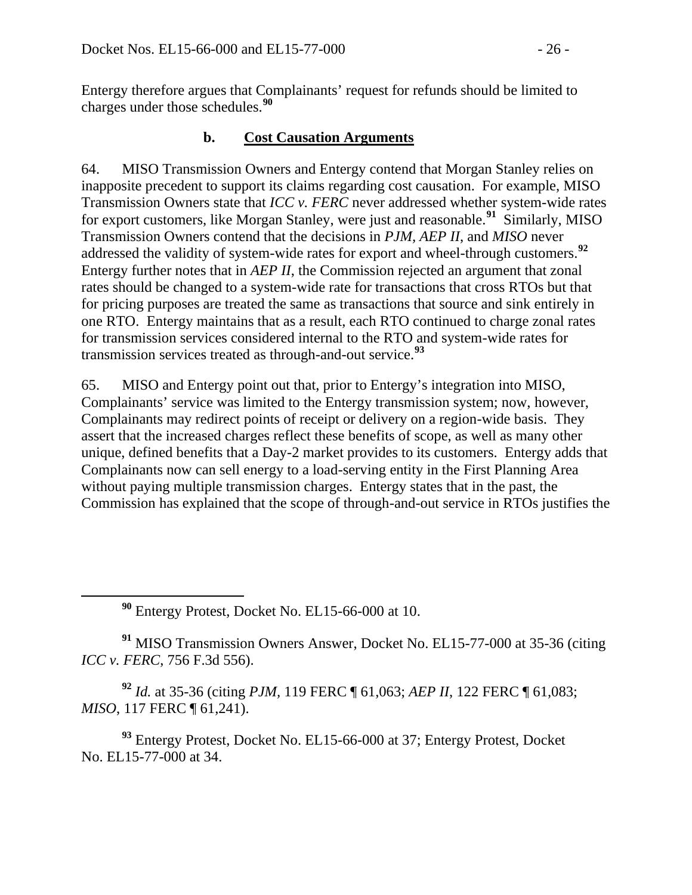Entergy therefore argues that Complainants' request for refunds should be limited to charges under those schedules.[90]

### b. Cost Causation Arguments

64. MISO Transmission Owners and Entergy contend that Morgan Stanley relies on inapposite precedent to support its claims regarding cost causation. For example, MISO Transmission Owners state that *ICC v. FERC* never addressed whether system-wide rates for export customers, like Morgan Stanley, were just and reasonable.[91] Similarly, MISO Transmission Owners contend that the decisions in *PJM*, *AEP II*, and *MISO* never addressed the validity of system-wide rates for export and wheel-through customers.[92] Entergy further notes that in *AEP II*, the Commission rejected an argument that zonal rates should be changed to a system-wide rate for transactions that cross RTOs but that for pricing purposes are treated the same as transactions that source and sink entirely in one RTO. Entergy maintains that as a result, each RTO continued to charge zonal rates for transmission services considered internal to the RTO and system-wide rates for transmission services treated as through-and-out service.[93]

65. MISO and Entergy point out that, prior to Entergy's integration into MISO, Complainants' service was limited to the Entergy transmission system; now, however, Complainants may redirect points of receipt or delivery on a region-wide basis. They assert that the increased charges reflect these benefits of scope, as well as many other unique, defined benefits that a Day-2 market provides to its customers. Entergy adds that Complainants now can sell energy to a load-serving entity in the First Planning Area without paying multiple transmission charges. Entergy states that in the past, the Commission has explained that the scope of through-and-out service in RTOs justifies the

---

[90] Entergy Protest, Docket No. EL15-66-000 at 10.

[91] MISO Transmission Owners Answer, Docket No. EL15-77-000 at 35-36 (citing *ICC v. FERC*, 756 F.3d 556).

[92] *Id.* at 35-36 (citing *PJM*, 119 FERC ¶ 61,063; *AEP II*, 122 FERC ¶ 61,083; *MISO*, 117 FERC ¶ 61,241).

[93] Entergy Protest, Docket No. EL15-66-000 at 37; Entergy Protest, Docket No. EL15-77-000 at 34.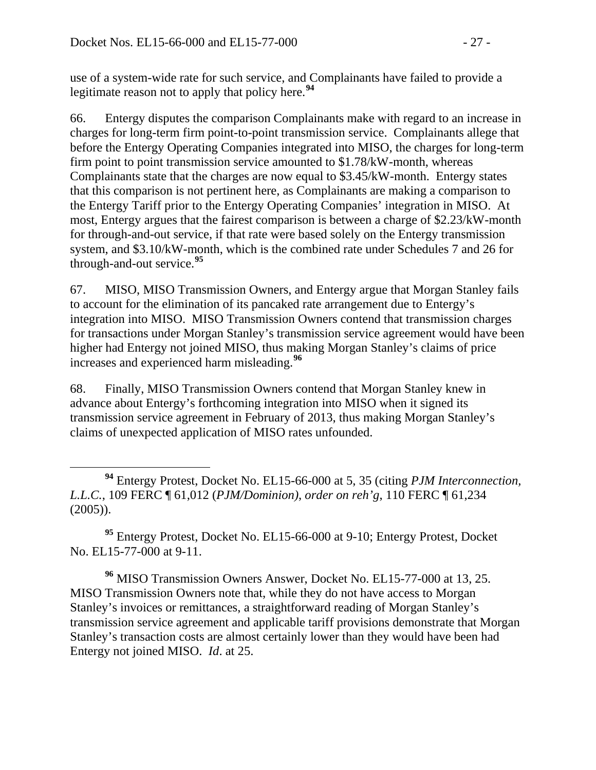use of a system-wide rate for such service, and Complainants have failed to provide a legitimate reason not to apply that policy here.[94]

66. Entergy disputes the comparison Complainants make with regard to an increase in charges for long-term firm point-to-point transmission service. Complainants allege that before the Entergy Operating Companies integrated into MISO, the charges for long-term firm point to point transmission service amounted to $1.78/kW-month, whereas Complainants state that the charges are now equal to $3.45/kW-month. Entergy states that this comparison is not pertinent here, as Complainants are making a comparison to the Entergy Tariff prior to the Entergy Operating Companies' integration in MISO. At most, Entergy argues that the fairest comparison is between a charge of $2.23/kW-month for through-and-out service, if that rate were based solely on the Entergy transmission system, and $3.10/kW-month, which is the combined rate under Schedules 7 and 26 for through-and-out service.[95]

67. MISO, MISO Transmission Owners, and Entergy argue that Morgan Stanley fails to account for the elimination of its pancaked rate arrangement due to Entergy's integration into MISO. MISO Transmission Owners contend that transmission charges for transactions under Morgan Stanley's transmission service agreement would have been higher had Entergy not joined MISO, thus making Morgan Stanley's claims of price increases and experienced harm misleading.[96]

68. Finally, MISO Transmission Owners contend that Morgan Stanley knew in advance about Entergy's forthcoming integration into MISO when it signed its transmission service agreement in February of 2013, thus making Morgan Stanley's claims of unexpected application of MISO rates unfounded.

---

[94] Entergy Protest, Docket No. EL15-66-000 at 5, 35 (citing *PJM Interconnection, L.L.C.*, 109 FERC ¶ 61,012 (*PJM/Dominion*), *order on reh'g*, 110 FERC ¶ 61,234 (2005)).

[95] Entergy Protest, Docket No. EL15-66-000 at 9-10; Entergy Protest, Docket No. EL15-77-000 at 9-11.

[96] MISO Transmission Owners Answer, Docket No. EL15-77-000 at 13, 25. MISO Transmission Owners note that, while they do not have access to Morgan Stanley's invoices or remittances, a straightforward reading of Morgan Stanley's transmission service agreement and applicable tariff provisions demonstrate that Morgan Stanley's transaction costs are almost certainly lower than they would have been had Entergy not joined MISO. *Id*. at 25.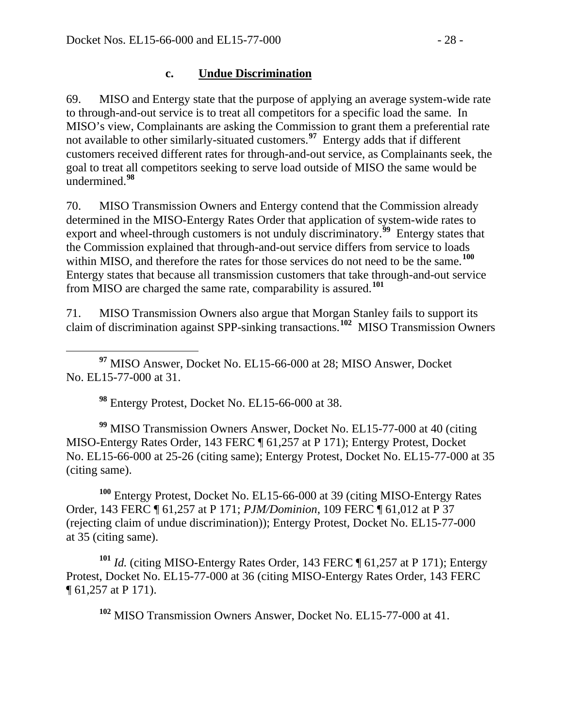### c. **Undue Discrimination**

69. MISO and Entergy state that the purpose of applying an average system-wide rate to through-and-out service is to treat all competitors for a specific load the same. In MISO's view, Complainants are asking the Commission to grant them a preferential rate not available to other similarly-situated customers.[97] Entergy adds that if different customers received different rates for through-and-out service, as Complainants seek, the goal to treat all competitors seeking to serve load outside of MISO the same would be undermined.[98]

70. MISO Transmission Owners and Entergy contend that the Commission already determined in the MISO-Entergy Rates Order that application of system-wide rates to export and wheel-through customers is not unduly discriminatory.[99] Entergy states that the Commission explained that through-and-out service differs from service to loads within MISO, and therefore the rates for those services do not need to be the same.[100] Entergy states that because all transmission customers that take through-and-out service from MISO are charged the same rate, comparability is assured.[101]

71. MISO Transmission Owners also argue that Morgan Stanley fails to support its claim of discrimination against SPP-sinking transactions.[102] MISO Transmission Owners

---

[97] MISO Answer, Docket No. EL15-66-000 at 28; MISO Answer, Docket No. EL15-77-000 at 31.

[98] Entergy Protest, Docket No. EL15-66-000 at 38.

[99] MISO Transmission Owners Answer, Docket No. EL15-77-000 at 40 (citing MISO-Entergy Rates Order, 143 FERC ¶ 61,257 at P 171); Entergy Protest, Docket No. EL15-66-000 at 25-26 (citing same); Entergy Protest, Docket No. EL15-77-000 at 35 (citing same).

[100] Entergy Protest, Docket No. EL15-66-000 at 39 (citing MISO-Entergy Rates Order, 143 FERC ¶ 61,257 at P 171; *PJM/Dominion*, 109 FERC ¶ 61,012 at P 37 (rejecting claim of undue discrimination)); Entergy Protest, Docket No. EL15-77-000 at 35 (citing same).

[101] *Id.* (citing MISO-Entergy Rates Order, 143 FERC ¶ 61,257 at P 171); Entergy Protest, Docket No. EL15-77-000 at 36 (citing MISO-Entergy Rates Order, 143 FERC ¶ 61,257 at P 171).

[102] MISO Transmission Owners Answer, Docket No. EL15-77-000 at 41.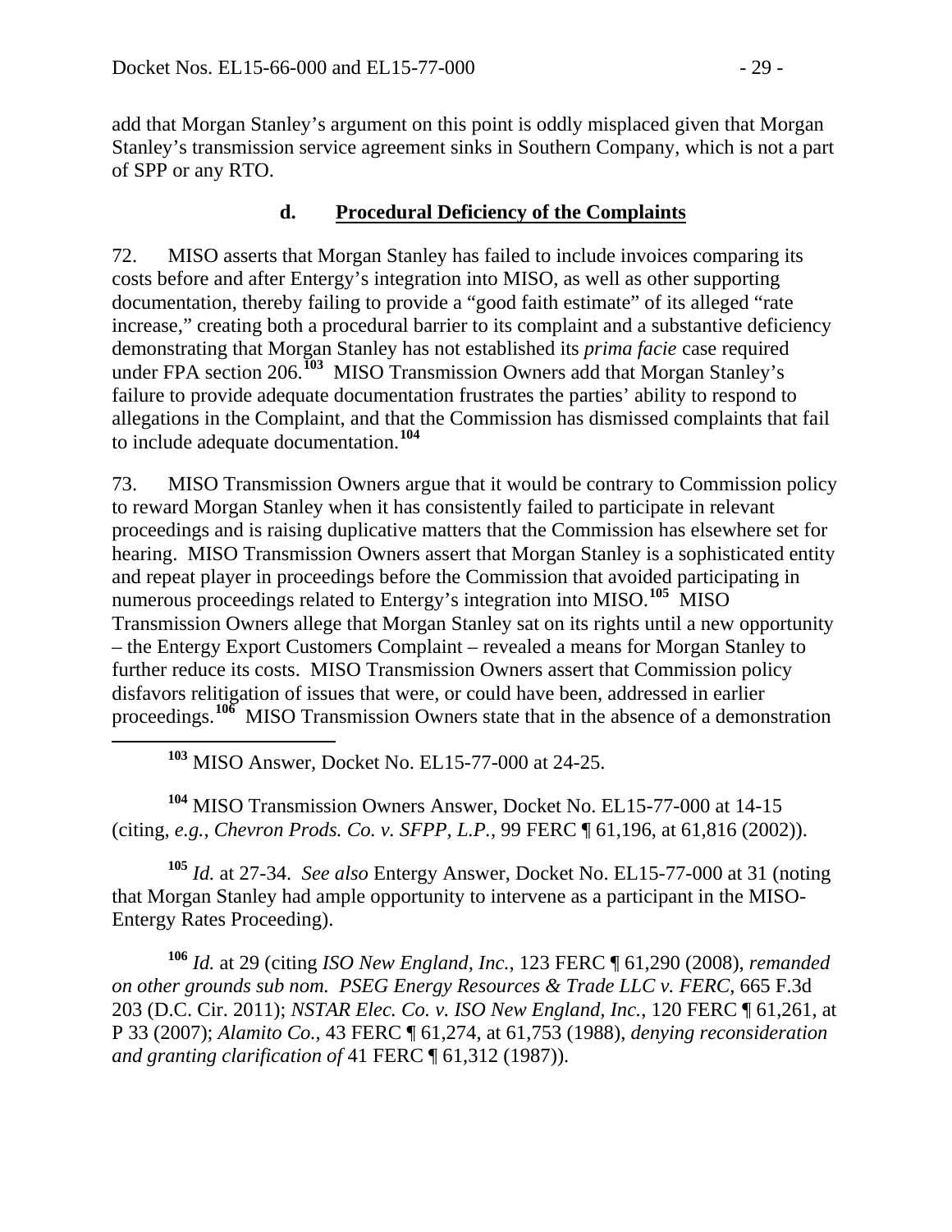add that Morgan Stanley's argument on this point is oddly misplaced given that Morgan Stanley's transmission service agreement sinks in Southern Company, which is not a part of SPP or any RTO.

### d. Procedural Deficiency of the Complaints

72. MISO asserts that Morgan Stanley has failed to include invoices comparing its costs before and after Entergy's integration into MISO, as well as other supporting documentation, thereby failing to provide a "good faith estimate" of its alleged "rate increase," creating both a procedural barrier to its complaint and a substantive deficiency demonstrating that Morgan Stanley has not established its *prima facie* case required under FPA section 206.[103] MISO Transmission Owners add that Morgan Stanley's failure to provide adequate documentation frustrates the parties' ability to respond to allegations in the Complaint, and that the Commission has dismissed complaints that fail to include adequate documentation.[104]

73. MISO Transmission Owners argue that it would be contrary to Commission policy to reward Morgan Stanley when it has consistently failed to participate in relevant proceedings and is raising duplicative matters that the Commission has elsewhere set for hearing. MISO Transmission Owners assert that Morgan Stanley is a sophisticated entity and repeat player in proceedings before the Commission that avoided participating in numerous proceedings related to Entergy's integration into MISO.[105] MISO Transmission Owners allege that Morgan Stanley sat on its rights until a new opportunity – the Entergy Export Customers Complaint – revealed a means for Morgan Stanley to further reduce its costs. MISO Transmission Owners assert that Commission policy disfavors relitigation of issues that were, or could have been, addressed in earlier proceedings.[106] MISO Transmission Owners state that in the absence of a demonstration

---

[103] MISO Answer, Docket No. EL15-77-000 at 24-25.

[104] MISO Transmission Owners Answer, Docket No. EL15-77-000 at 14-15 (citing, *e.g.*, *Chevron Prods. Co. v. SFPP, L.P.*, 99 FERC ¶ 61,196, at 61,816 (2002)).

[105] *Id.* at 27-34. *See also* Entergy Answer, Docket No. EL15-77-000 at 31 (noting that Morgan Stanley had ample opportunity to intervene as a participant in the MISO-Entergy Rates Proceeding).

[106] *Id.* at 29 (citing *ISO New England, Inc.*, 123 FERC ¶ 61,290 (2008), *remanded on other grounds sub nom. PSEG Energy Resources & Trade LLC v. FERC*, 665 F.3d 203 (D.C. Cir. 2011); *NSTAR Elec. Co. v. ISO New England, Inc.*, 120 FERC ¶ 61,261, at P 33 (2007); *Alamito Co.*, 43 FERC ¶ 61,274, at 61,753 (1988), *denying reconsideration and granting clarification of* 41 FERC ¶ 61,312 (1987)).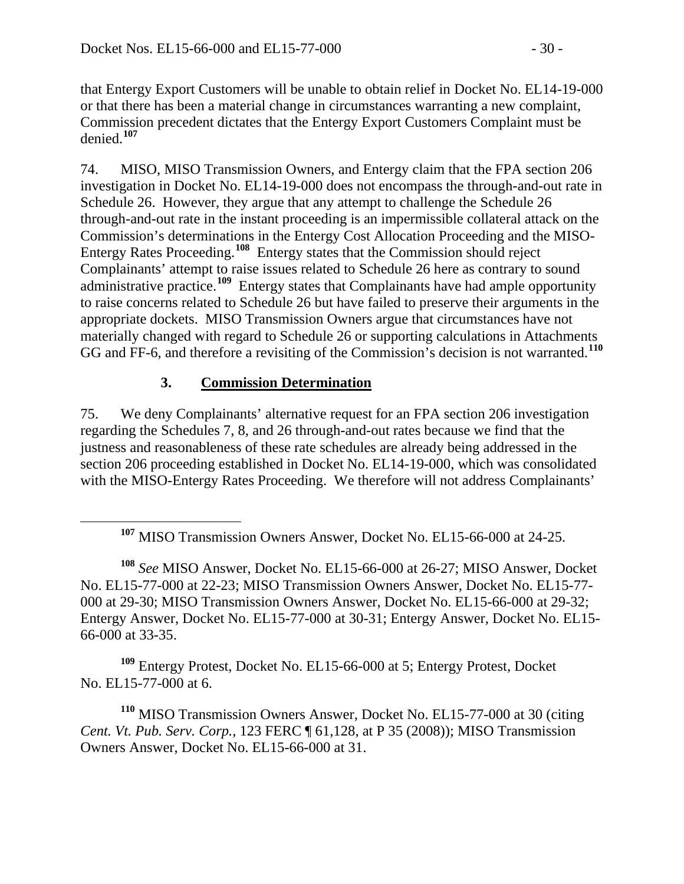that Entergy Export Customers will be unable to obtain relief in Docket No. EL14-19-000 or that there has been a material change in circumstances warranting a new complaint, Commission precedent dictates that the Entergy Export Customers Complaint must be denied.[107]

74. MISO, MISO Transmission Owners, and Entergy claim that the FPA section 206 investigation in Docket No. EL14-19-000 does not encompass the through-and-out rate in Schedule 26. However, they argue that any attempt to challenge the Schedule 26 through-and-out rate in the instant proceeding is an impermissible collateral attack on the Commission's determinations in the Entergy Cost Allocation Proceeding and the MISO-Entergy Rates Proceeding.[108] Entergy states that the Commission should reject Complainants' attempt to raise issues related to Schedule 26 here as contrary to sound administrative practice.[109] Entergy states that Complainants have had ample opportunity to raise concerns related to Schedule 26 but have failed to preserve their arguments in the appropriate dockets. MISO Transmission Owners argue that circumstances have not materially changed with regard to Schedule 26 or supporting calculations in Attachments GG and FF-6, and therefore a revisiting of the Commission's decision is not warranted.[110]

### 3. Commission Determination

75. We deny Complainants' alternative request for an FPA section 206 investigation regarding the Schedules 7, 8, and 26 through-and-out rates because we find that the justness and reasonableness of these rate schedules are already being addressed in the section 206 proceeding established in Docket No. EL14-19-000, which was consolidated with the MISO-Entergy Rates Proceeding. We therefore will not address Complainants'

---

[107] MISO Transmission Owners Answer, Docket No. EL15-66-000 at 24-25.

[108] *See* MISO Answer, Docket No. EL15-66-000 at 26-27; MISO Answer, Docket No. EL15-77-000 at 22-23; MISO Transmission Owners Answer, Docket No. EL15-77-000 at 29-30; MISO Transmission Owners Answer, Docket No. EL15-66-000 at 29-32; Entergy Answer, Docket No. EL15-77-000 at 30-31; Entergy Answer, Docket No. EL15-66-000 at 33-35.

[109] Entergy Protest, Docket No. EL15-66-000 at 5; Entergy Protest, Docket No. EL15-77-000 at 6.

[110] MISO Transmission Owners Answer, Docket No. EL15-77-000 at 30 (citing *Cent. Vt. Pub. Serv. Corp.*, 123 FERC ¶ 61,128, at P 35 (2008)); MISO Transmission Owners Answer, Docket No. EL15-66-000 at 31.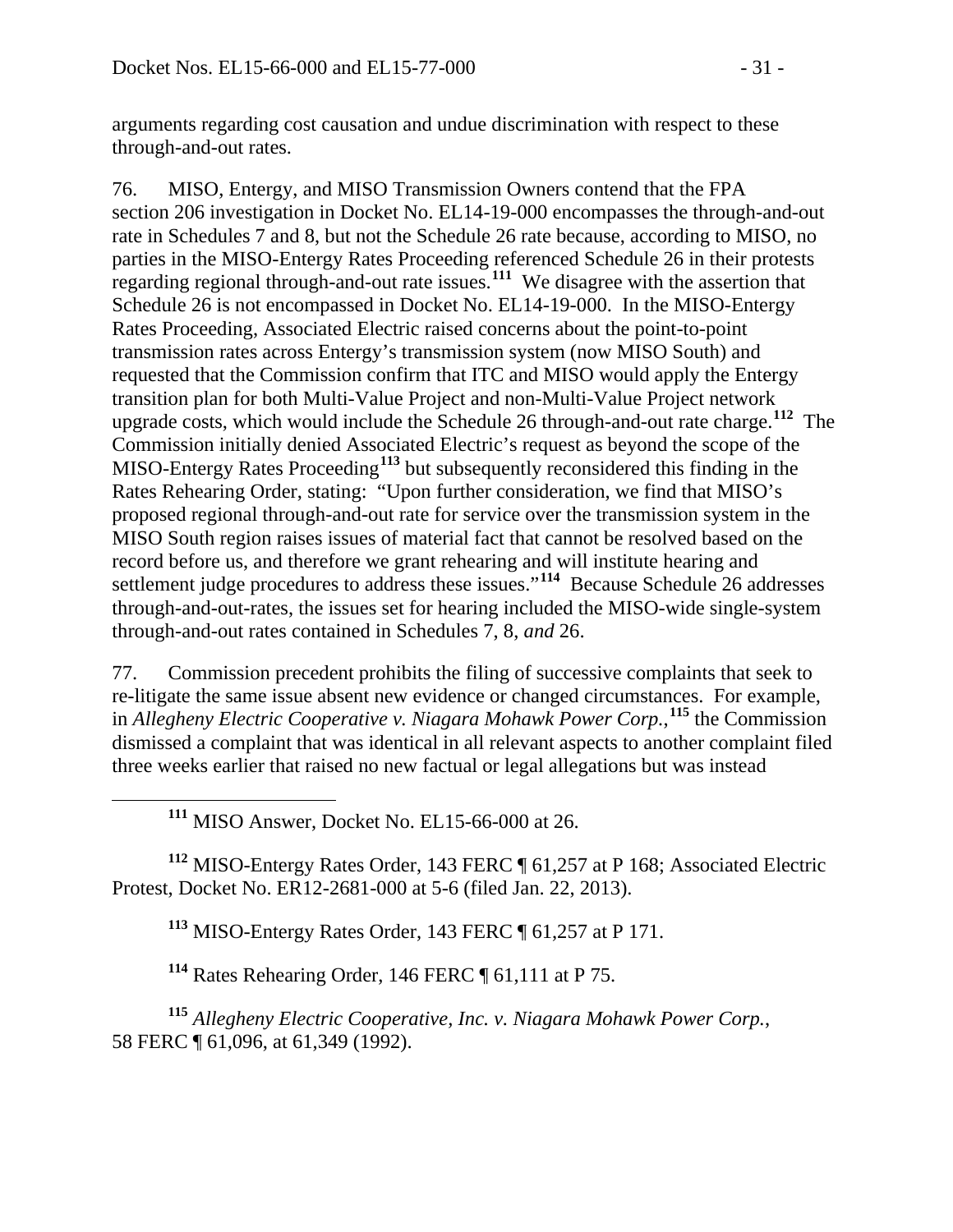arguments regarding cost causation and undue discrimination with respect to these through-and-out rates.

76. MISO, Entergy, and MISO Transmission Owners contend that the FPA section 206 investigation in Docket No. EL14-19-000 encompasses the through-and-out rate in Schedules 7 and 8, but not the Schedule 26 rate because, according to MISO, no parties in the MISO-Entergy Rates Proceeding referenced Schedule 26 in their protests regarding regional through-and-out rate issues.[111] We disagree with the assertion that Schedule 26 is not encompassed in Docket No. EL14-19-000. In the MISO-Entergy Rates Proceeding, Associated Electric raised concerns about the point-to-point transmission rates across Entergy's transmission system (now MISO South) and requested that the Commission confirm that ITC and MISO would apply the Entergy transition plan for both Multi-Value Project and non-Multi-Value Project network upgrade costs, which would include the Schedule 26 through-and-out rate charge.[112] The Commission initially denied Associated Electric's request as beyond the scope of the MISO-Entergy Rates Proceeding[113] but subsequently reconsidered this finding in the Rates Rehearing Order, stating: "Upon further consideration, we find that MISO's proposed regional through-and-out rate for service over the transmission system in the MISO South region raises issues of material fact that cannot be resolved based on the record before us, and therefore we grant rehearing and will institute hearing and settlement judge procedures to address these issues."[114] Because Schedule 26 addresses through-and-out-rates, the issues set for hearing included the MISO-wide single-system through-and-out rates contained in Schedules 7, 8, *and* 26.

77. Commission precedent prohibits the filing of successive complaints that seek to re-litigate the same issue absent new evidence or changed circumstances. For example, in *Allegheny Electric Cooperative v. Niagara Mohawk Power Corp.*,[115] the Commission dismissed a complaint that was identical in all relevant aspects to another complaint filed three weeks earlier that raised no new factual or legal allegations but was instead

---

[111] MISO Answer, Docket No. EL15-66-000 at 26.

[112] MISO-Entergy Rates Order, 143 FERC ¶ 61,257 at P 168; Associated Electric Protest, Docket No. ER12-2681-000 at 5-6 (filed Jan. 22, 2013).

[113] MISO-Entergy Rates Order, 143 FERC ¶ 61,257 at P 171.

[114] Rates Rehearing Order, 146 FERC ¶ 61,111 at P 75.

[115] *Allegheny Electric Cooperative, Inc. v. Niagara Mohawk Power Corp.*, 58 FERC ¶ 61,096, at 61,349 (1992).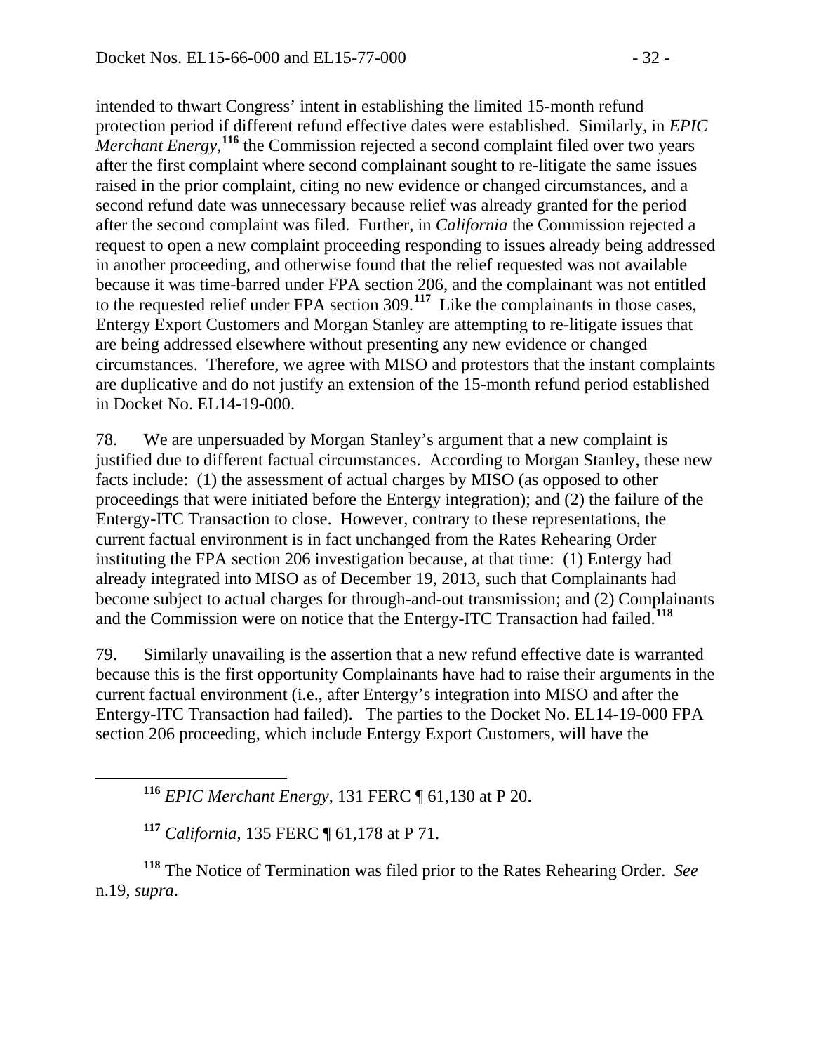intended to thwart Congress' intent in establishing the limited 15-month refund protection period if different refund effective dates were established. Similarly, in *EPIC Merchant Energy*,[116] the Commission rejected a second complaint filed over two years after the first complaint where second complainant sought to re-litigate the same issues raised in the prior complaint, citing no new evidence or changed circumstances, and a second refund date was unnecessary because relief was already granted for the period after the second complaint was filed. Further, in *California* the Commission rejected a request to open a new complaint proceeding responding to issues already being addressed in another proceeding, and otherwise found that the relief requested was not available because it was time-barred under FPA section 206, and the complainant was not entitled to the requested relief under FPA section 309.[117] Like the complainants in those cases, Entergy Export Customers and Morgan Stanley are attempting to re-litigate issues that are being addressed elsewhere without presenting any new evidence or changed circumstances. Therefore, we agree with MISO and protestors that the instant complaints are duplicative and do not justify an extension of the 15-month refund period established in Docket No. EL14-19-000.

78. We are unpersuaded by Morgan Stanley's argument that a new complaint is justified due to different factual circumstances. According to Morgan Stanley, these new facts include: (1) the assessment of actual charges by MISO (as opposed to other proceedings that were initiated before the Entergy integration); and (2) the failure of the Entergy-ITC Transaction to close. However, contrary to these representations, the current factual environment is in fact unchanged from the Rates Rehearing Order instituting the FPA section 206 investigation because, at that time: (1) Entergy had already integrated into MISO as of December 19, 2013, such that Complainants had become subject to actual charges for through-and-out transmission; and (2) Complainants and the Commission were on notice that the Entergy-ITC Transaction had failed.[118]

79. Similarly unavailing is the assertion that a new refund effective date is warranted because this is the first opportunity Complainants have had to raise their arguments in the current factual environment (i.e., after Entergy's integration into MISO and after the Entergy-ITC Transaction had failed). The parties to the Docket No. EL14-19-000 FPA section 206 proceeding, which include Entergy Export Customers, will have the

---

[116] *EPIC Merchant Energy*, 131 FERC ¶ 61,130 at P 20.

[117] *California*, 135 FERC ¶ 61,178 at P 71.

[118] The Notice of Termination was filed prior to the Rates Rehearing Order. *See* n.19, *supra*.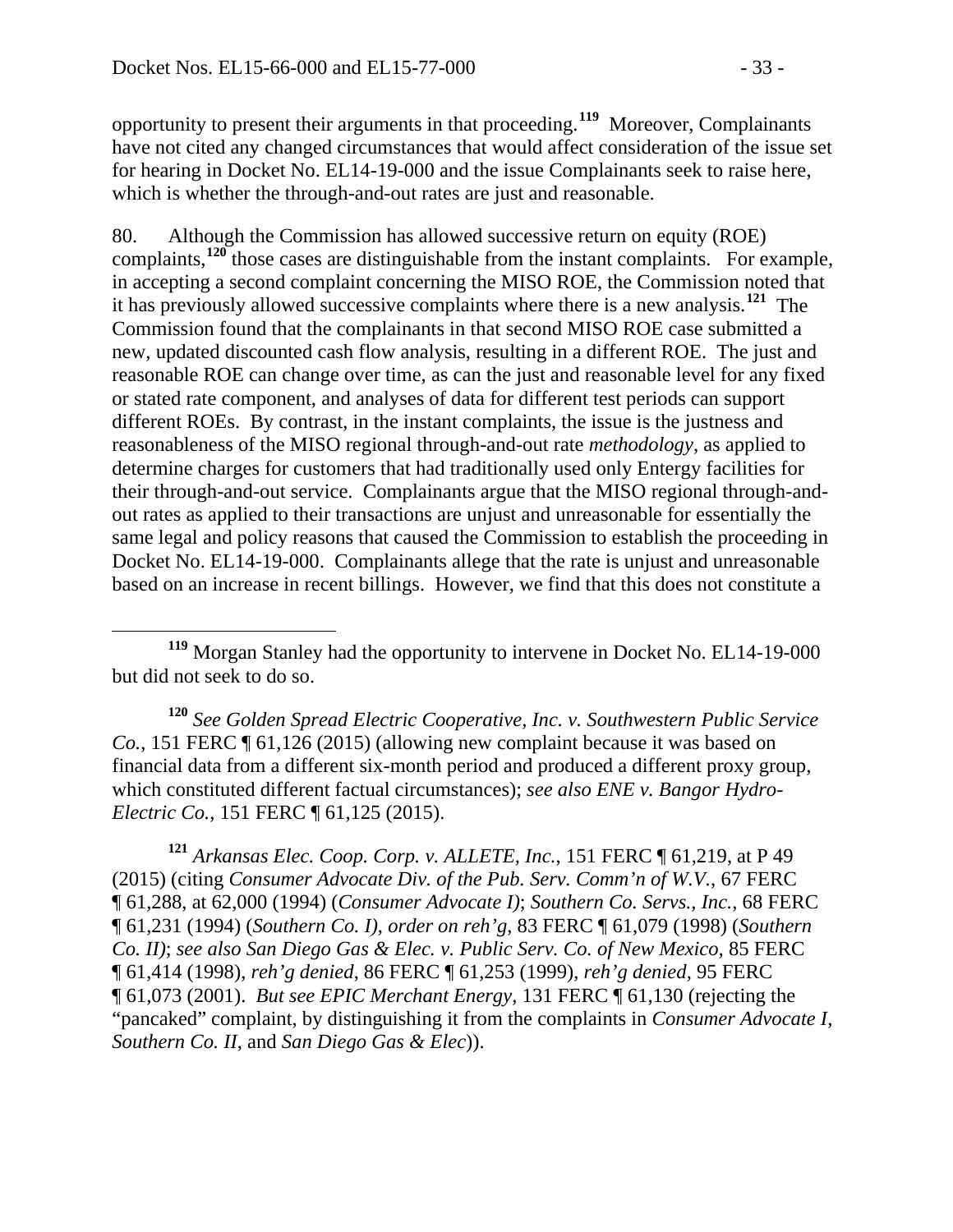opportunity to present their arguments in that proceeding.[119] Moreover, Complainants have not cited any changed circumstances that would affect consideration of the issue set for hearing in Docket No. EL14-19-000 and the issue Complainants seek to raise here, which is whether the through-and-out rates are just and reasonable.

80. Although the Commission has allowed successive return on equity (ROE) complaints,[120] those cases are distinguishable from the instant complaints. For example, in accepting a second complaint concerning the MISO ROE, the Commission noted that it has previously allowed successive complaints where there is a new analysis.[121] The Commission found that the complainants in that second MISO ROE case submitted a new, updated discounted cash flow analysis, resulting in a different ROE. The just and reasonable ROE can change over time, as can the just and reasonable level for any fixed or stated rate component, and analyses of data for different test periods can support different ROEs. By contrast, in the instant complaints, the issue is the justness and reasonableness of the MISO regional through-and-out rate *methodology*, as applied to determine charges for customers that had traditionally used only Entergy facilities for their through-and-out service. Complainants argue that the MISO regional through-and-out rates as applied to their transactions are unjust and unreasonable for essentially the same legal and policy reasons that caused the Commission to establish the proceeding in Docket No. EL14-19-000. Complainants allege that the rate is unjust and unreasonable based on an increase in recent billings. However, we find that this does not constitute a

[119] Morgan Stanley had the opportunity to intervene in Docket No. EL14-19-000 but did not seek to do so.

[120] *See Golden Spread Electric Cooperative, Inc. v. Southwestern Public Service Co.*, 151 FERC ¶ 61,126 (2015) (allowing new complaint because it was based on financial data from a different six-month period and produced a different proxy group, which constituted different factual circumstances); *see also ENE v. Bangor Hydro-Electric Co.*, 151 FERC ¶ 61,125 (2015).

[121] *Arkansas Elec. Coop. Corp. v. ALLETE, Inc.*, 151 FERC ¶ 61,219, at P 49 (2015) (citing *Consumer Advocate Div. of the Pub. Serv. Comm'n of W.V.*, 67 FERC ¶ 61,288, at 62,000 (1994) (*Consumer Advocate I)*; *Southern Co. Servs., Inc.*, 68 FERC ¶ 61,231 (1994) (*Southern Co. I), order on reh'g*, 83 FERC ¶ 61,079 (1998) (*Southern Co. II)*; *see also San Diego Gas & Elec. v. Public Serv. Co. of New Mexico*, 85 FERC ¶ 61,414 (1998), *reh'g denied*, 86 FERC ¶ 61,253 (1999), *reh'g denied*, 95 FERC ¶ 61,073 (2001). *But see EPIC Merchant Energy*, 131 FERC ¶ 61,130 (rejecting the "pancaked" complaint, by distinguishing it from the complaints in *Consumer Advocate I*, *Southern Co. II*, and *San Diego Gas & Elec*)).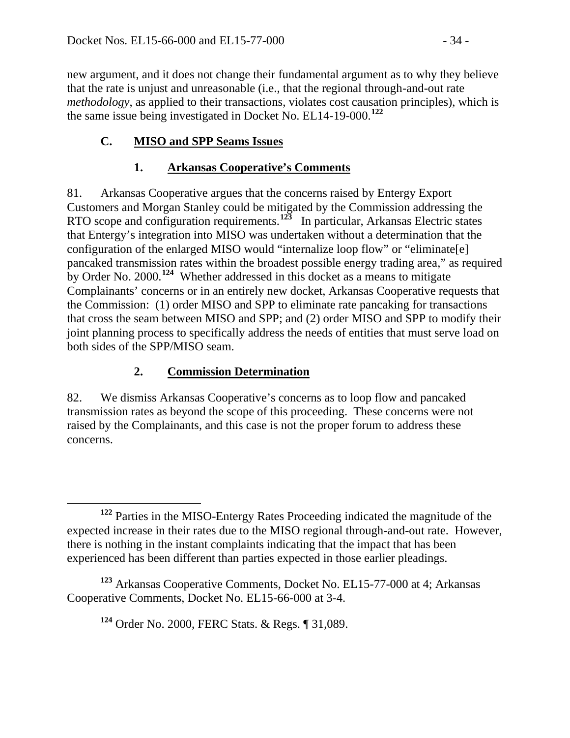new argument, and it does not change their fundamental argument as to why they believe that the rate is unjust and unreasonable (i.e., that the regional through-and-out rate *methodology*, as applied to their transactions, violates cost causation principles), which is the same issue being investigated in Docket No. EL14-19-000.[122]

### C. MISO and SPP Seams Issues

#### 1. Arkansas Cooperative's Comments

81. Arkansas Cooperative argues that the concerns raised by Entergy Export Customers and Morgan Stanley could be mitigated by the Commission addressing the RTO scope and configuration requirements.[123] In particular, Arkansas Electric states that Entergy's integration into MISO was undertaken without a determination that the configuration of the enlarged MISO would "internalize loop flow" or "eliminate[e] pancaked transmission rates within the broadest possible energy trading area," as required by Order No. 2000.[124] Whether addressed in this docket as a means to mitigate Complainants' concerns or in an entirely new docket, Arkansas Cooperative requests that the Commission: (1) order MISO and SPP to eliminate rate pancaking for transactions that cross the seam between MISO and SPP; and (2) order MISO and SPP to modify their joint planning process to specifically address the needs of entities that must serve load on both sides of the SPP/MISO seam.

#### 2. Commission Determination

82. We dismiss Arkansas Cooperative's concerns as to loop flow and pancaked transmission rates as beyond the scope of this proceeding. These concerns were not raised by the Complainants, and this case is not the proper forum to address these concerns.

---

[122] Parties in the MISO-Entergy Rates Proceeding indicated the magnitude of the expected increase in their rates due to the MISO regional through-and-out rate. However, there is nothing in the instant complaints indicating that the impact that has been experienced has been different than parties expected in those earlier pleadings.

[123] Arkansas Cooperative Comments, Docket No. EL15-77-000 at 4; Arkansas Cooperative Comments, Docket No. EL15-66-000 at 3-4.

[124] Order No. 2000, FERC Stats. & Regs. ¶ 31,089.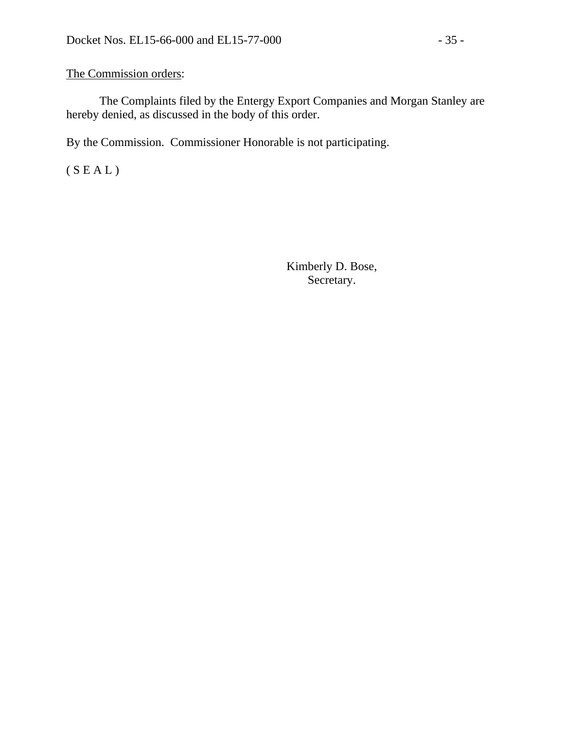<u>The Commission orders</u>:

The Complaints filed by the Entergy Export Companies and Morgan Stanley are hereby denied, as discussed in the body of this order.

By the Commission. Commissioner Honorable is not participating.

( S E A L )

Kimberly D. Bose,
Secretary.